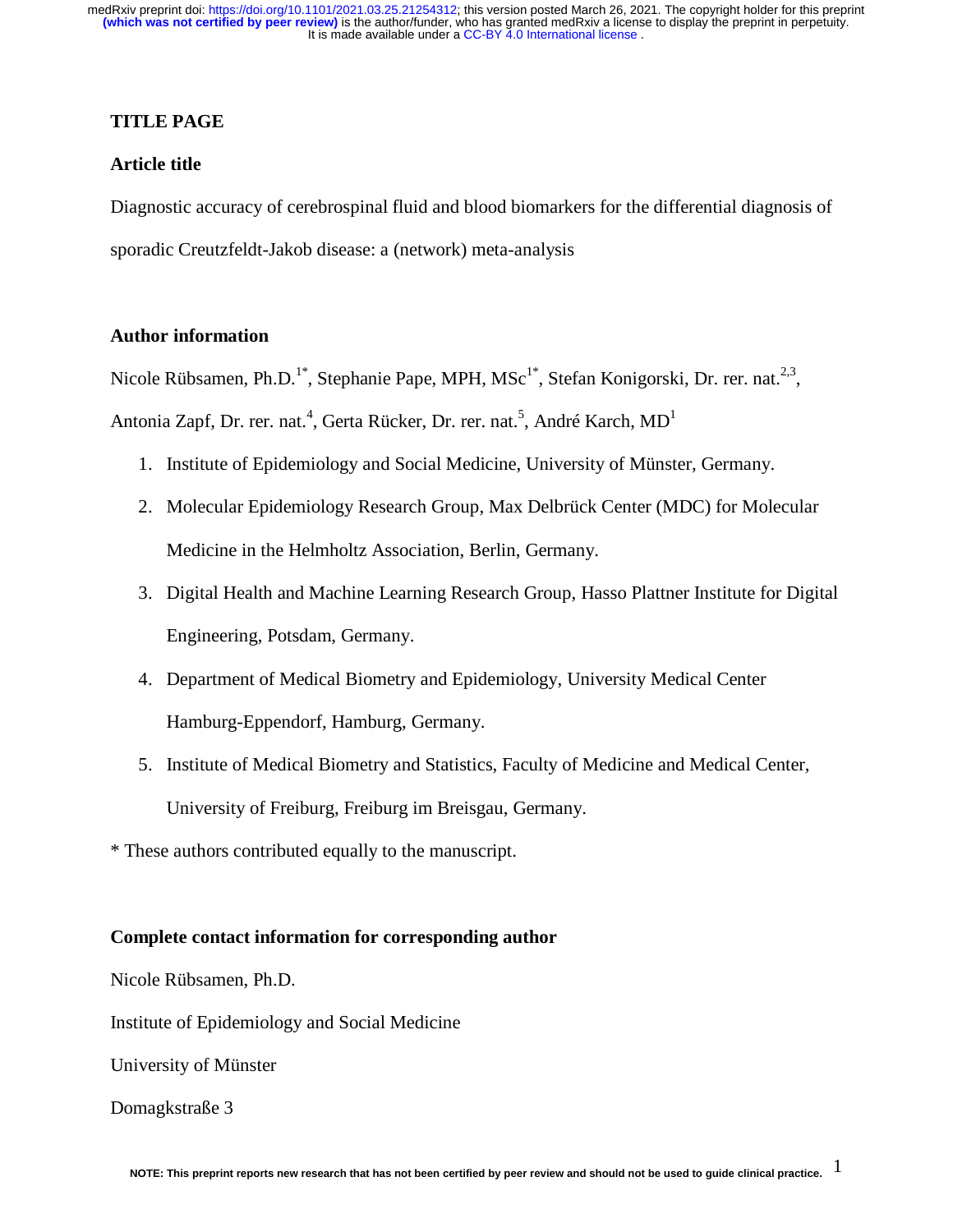# TITLE PAGE

## Article title

Diagnostic accuracy of cerebrospinal fluid and blood biomarkers for the differential diagnosis of sporadic Creutzfeldt-Jakob disease: a (network) meta-analysis

## Author information

Nicole Rübsamen, Ph.D.[1*], Stephanie Pape, MPH, MSc[1*], Stefan Konigorski, Dr. rer. nat.[2,3], Antonia Zapf, Dr. rer. nat.[4], Gerta Rücker, Dr. rer. nat.[5], André Karch, MD[1]

1. Institute of Epidemiology and Social Medicine, University of Münster, Germany.
2. Molecular Epidemiology Research Group, Max Delbrück Center (MDC) for Molecular Medicine in the Helmholtz Association, Berlin, Germany.
3. Digital Health and Machine Learning Research Group, Hasso Plattner Institute for Digital Engineering, Potsdam, Germany.
4. Department of Medical Biometry and Epidemiology, University Medical Center Hamburg-Eppendorf, Hamburg, Germany.
5. Institute of Medical Biometry and Statistics, Faculty of Medicine and Medical Center, University of Freiburg, Freiburg im Breisgau, Germany.

* These authors contributed equally to the manuscript.

## Complete contact information for corresponding author

Nicole Rübsamen, Ph.D.

Institute of Epidemiology and Social Medicine

University of Münster

Domagkstraße 3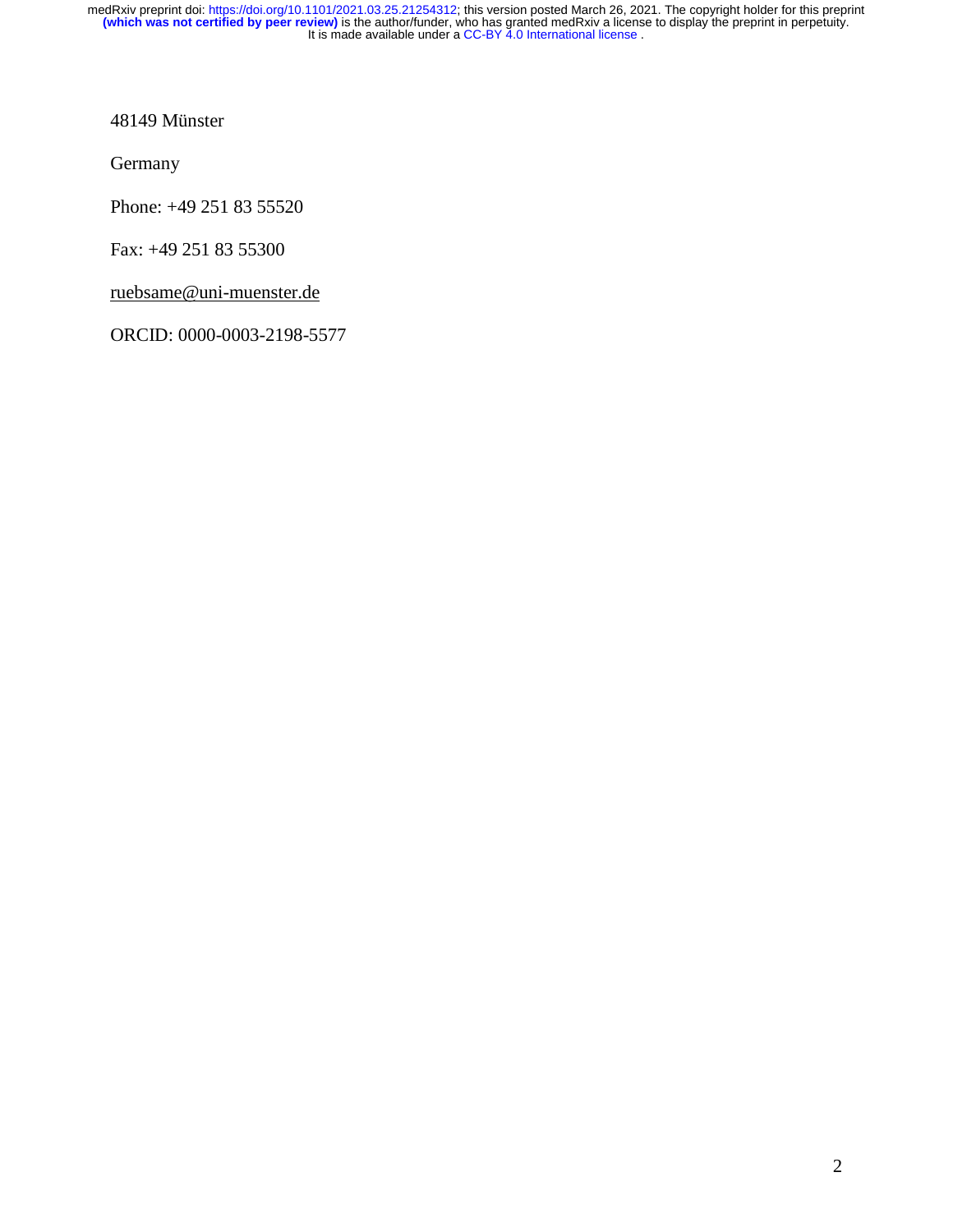48149 Münster

Germany

Phone: +49 251 83 55520

Fax: +49 251 83 55300

ruebsame@uni-muenster.de

ORCID: 0000-0003-2198-5577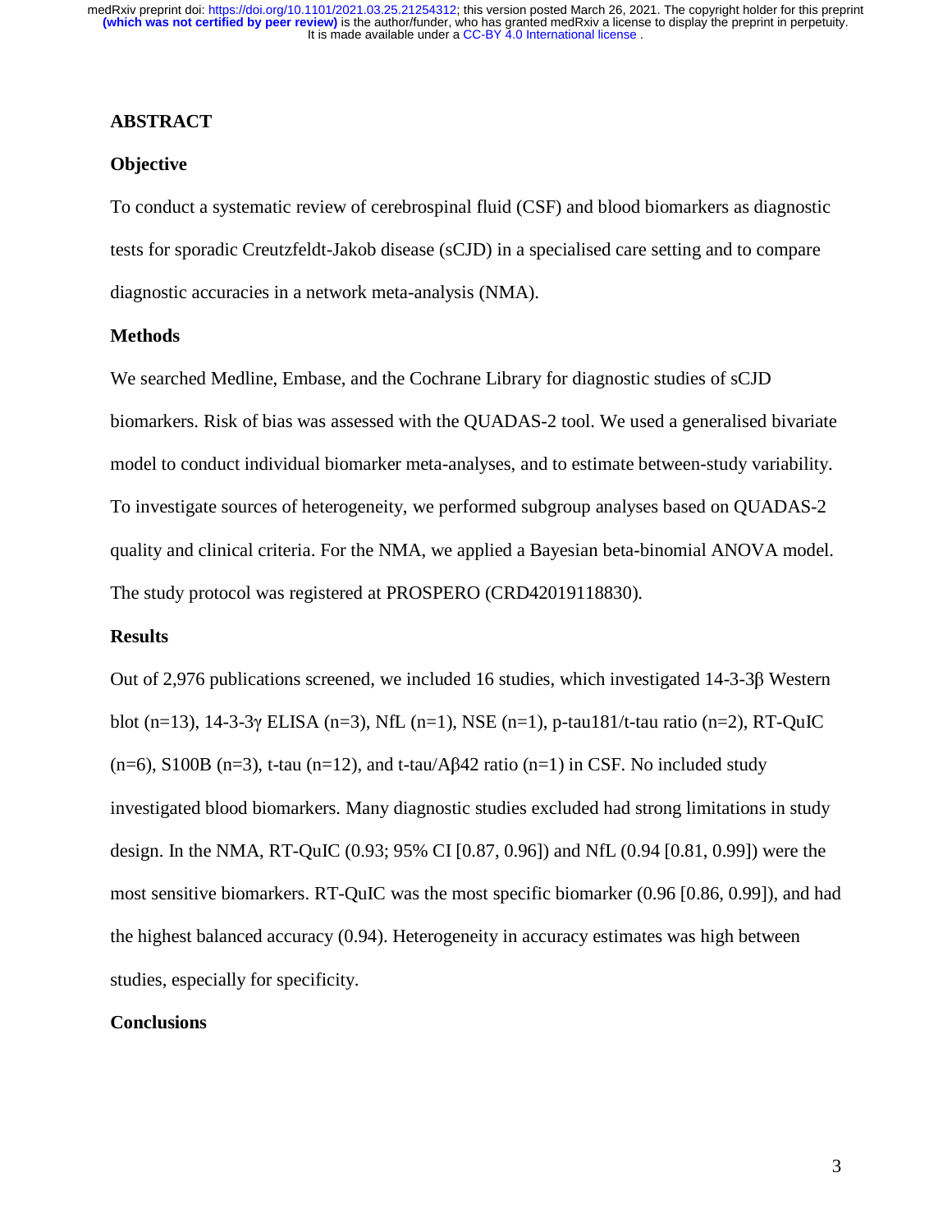## ABSTRACT

### Objective

To conduct a systematic review of cerebrospinal fluid (CSF) and blood biomarkers as diagnostic tests for sporadic Creutzfeldt-Jakob disease (sCJD) in a specialised care setting and to compare diagnostic accuracies in a network meta-analysis (NMA).

### Methods

We searched Medline, Embase, and the Cochrane Library for diagnostic studies of sCJD biomarkers. Risk of bias was assessed with the QUADAS-2 tool. We used a generalised bivariate model to conduct individual biomarker meta-analyses, and to estimate between-study variability. To investigate sources of heterogeneity, we performed subgroup analyses based on QUADAS-2 quality and clinical criteria. For the NMA, we applied a Bayesian beta-binomial ANOVA model. The study protocol was registered at PROSPERO (CRD42019118830).

### Results

Out of 2,976 publications screened, we included 16 studies, which investigated 14-3-3β Western blot (n=13), 14-3-3γ ELISA (n=3), NfL (n=1), NSE (n=1), p-tau181/t-tau ratio (n=2), RT-QuIC (n=6), S100B (n=3), t-tau (n=12), and t-tau/Aβ42 ratio (n=1) in CSF. No included study investigated blood biomarkers. Many diagnostic studies excluded had strong limitations in study design. In the NMA, RT-QuIC (0.93; 95% CI [0.87, 0.96]) and NfL (0.94 [0.81, 0.99]) were the most sensitive biomarkers. RT-QuIC was the most specific biomarker (0.96 [0.86, 0.99]), and had the highest balanced accuracy (0.94). Heterogeneity in accuracy estimates was high between studies, especially for specificity.

### Conclusions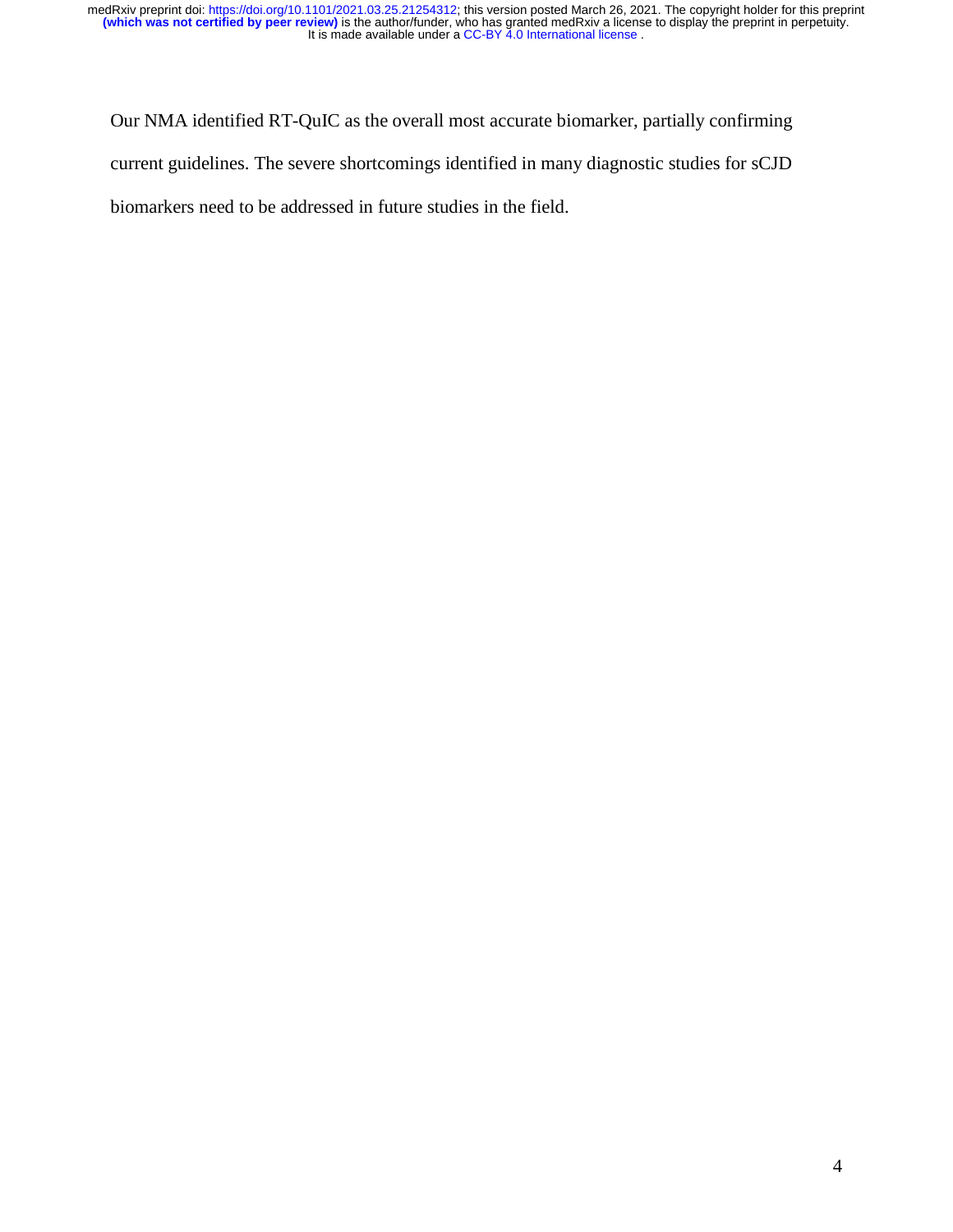Our NMA identified RT-QuIC as the overall most accurate biomarker, partially confirming current guidelines. The severe shortcomings identified in many diagnostic studies for sCJD biomarkers need to be addressed in future studies in the field.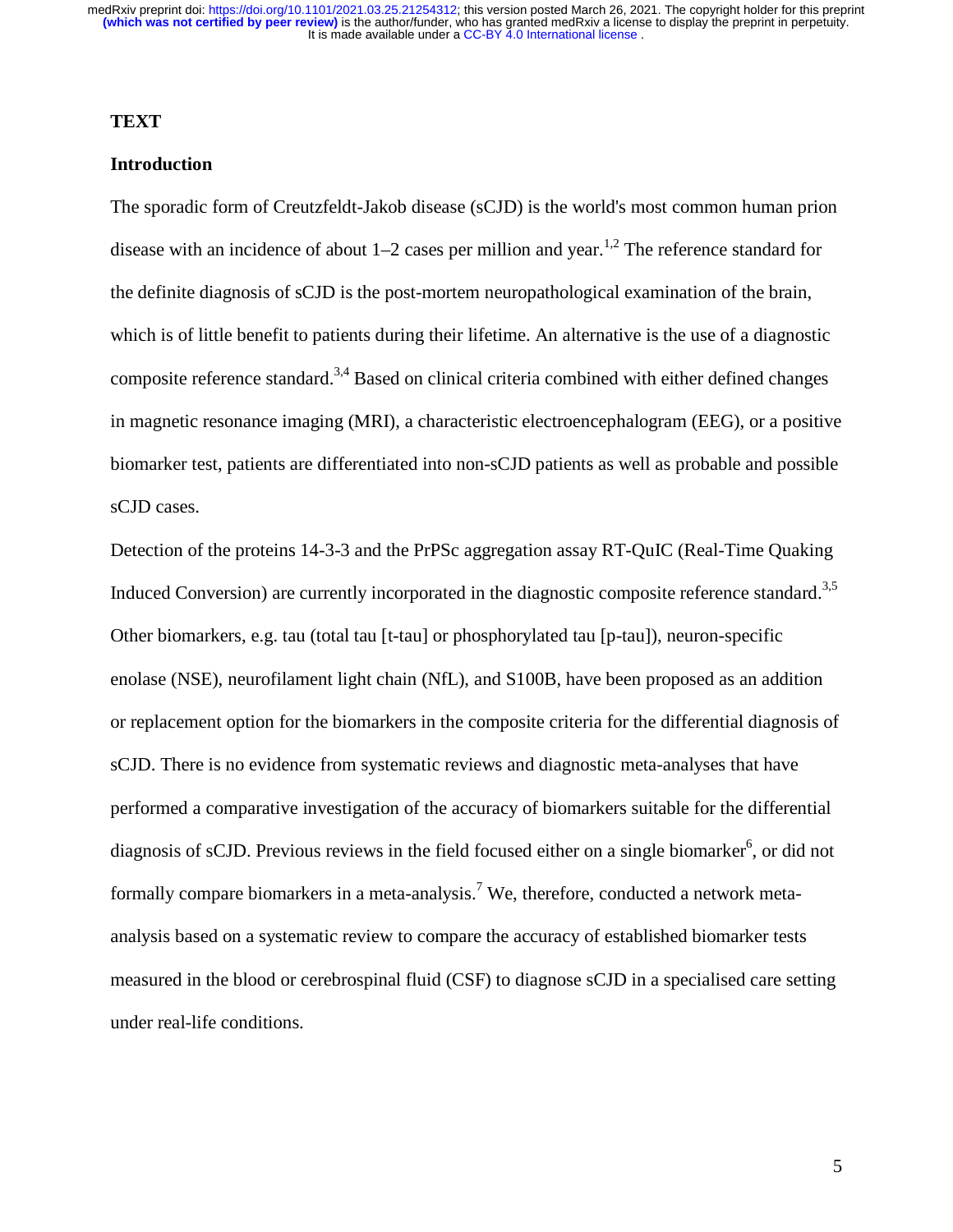## TEXT

### Introduction

The sporadic form of Creutzfeldt-Jakob disease (sCJD) is the world's most common human prion disease with an incidence of about 1–2 cases per million and year.[1,2] The reference standard for the definite diagnosis of sCJD is the post-mortem neuropathological examination of the brain, which is of little benefit to patients during their lifetime. An alternative is the use of a diagnostic composite reference standard.[3,4] Based on clinical criteria combined with either defined changes in magnetic resonance imaging (MRI), a characteristic electroencephalogram (EEG), or a positive biomarker test, patients are differentiated into non-sCJD patients as well as probable and possible sCJD cases.

Detection of the proteins 14-3-3 and the PrPSc aggregation assay RT-QuIC (Real-Time Quaking Induced Conversion) are currently incorporated in the diagnostic composite reference standard.[3,5] Other biomarkers, e.g. tau (total tau [t-tau] or phosphorylated tau [p-tau]), neuron-specific enolase (NSE), neurofilament light chain (NfL), and S100B, have been proposed as an addition or replacement option for the biomarkers in the composite criteria for the differential diagnosis of sCJD. There is no evidence from systematic reviews and diagnostic meta-analyses that have performed a comparative investigation of the accuracy of biomarkers suitable for the differential diagnosis of sCJD. Previous reviews in the field focused either on a single biomarker[6], or did not formally compare biomarkers in a meta-analysis.[7] We, therefore, conducted a network meta-analysis based on a systematic review to compare the accuracy of established biomarker tests measured in the blood or cerebrospinal fluid (CSF) to diagnose sCJD in a specialised care setting under real-life conditions.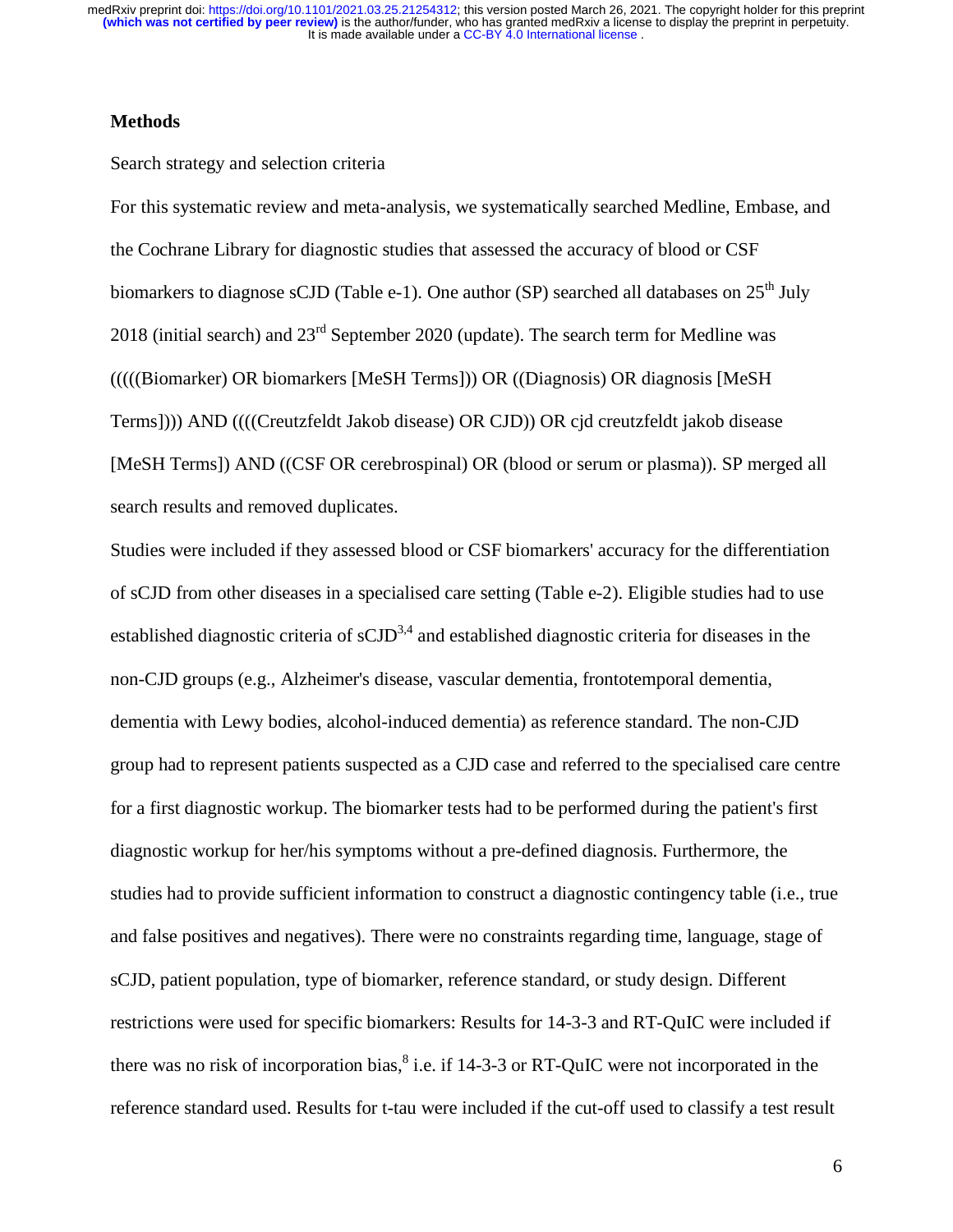## Methods

Search strategy and selection criteria

For this systematic review and meta-analysis, we systematically searched Medline, Embase, and the Cochrane Library for diagnostic studies that assessed the accuracy of blood or CSF biomarkers to diagnose sCJD (Table e-1). One author (SP) searched all databases on 25$^{th}$ July 2018 (initial search) and 23$^{rd}$ September 2020 (update). The search term for Medline was (((((Biomarker) OR biomarkers [MeSH Terms])) OR ((Diagnosis) OR diagnosis [MeSH Terms]))) AND ((((Creutzfeldt Jakob disease) OR CJD)) OR cjd creutzfeldt jakob disease [MeSH Terms]) AND ((CSF OR cerebrospinal) OR (blood or serum or plasma)). SP merged all search results and removed duplicates.

Studies were included if they assessed blood or CSF biomarkers' accuracy for the differentiation of sCJD from other diseases in a specialised care setting (Table e-2). Eligible studies had to use established diagnostic criteria of sCJD[3,4] and established diagnostic criteria for diseases in the non-CJD groups (e.g., Alzheimer's disease, vascular dementia, frontotemporal dementia, dementia with Lewy bodies, alcohol-induced dementia) as reference standard. The non-CJD group had to represent patients suspected as a CJD case and referred to the specialised care centre for a first diagnostic workup. The biomarker tests had to be performed during the patient's first diagnostic workup for her/his symptoms without a pre-defined diagnosis. Furthermore, the studies had to provide sufficient information to construct a diagnostic contingency table (i.e., true and false positives and negatives). There were no constraints regarding time, language, stage of sCJD, patient population, type of biomarker, reference standard, or study design. Different restrictions were used for specific biomarkers: Results for 14-3-3 and RT-QuIC were included if there was no risk of incorporation bias,[8] i.e. if 14-3-3 or RT-QuIC were not incorporated in the reference standard used. Results for t-tau were included if the cut-off used to classify a test result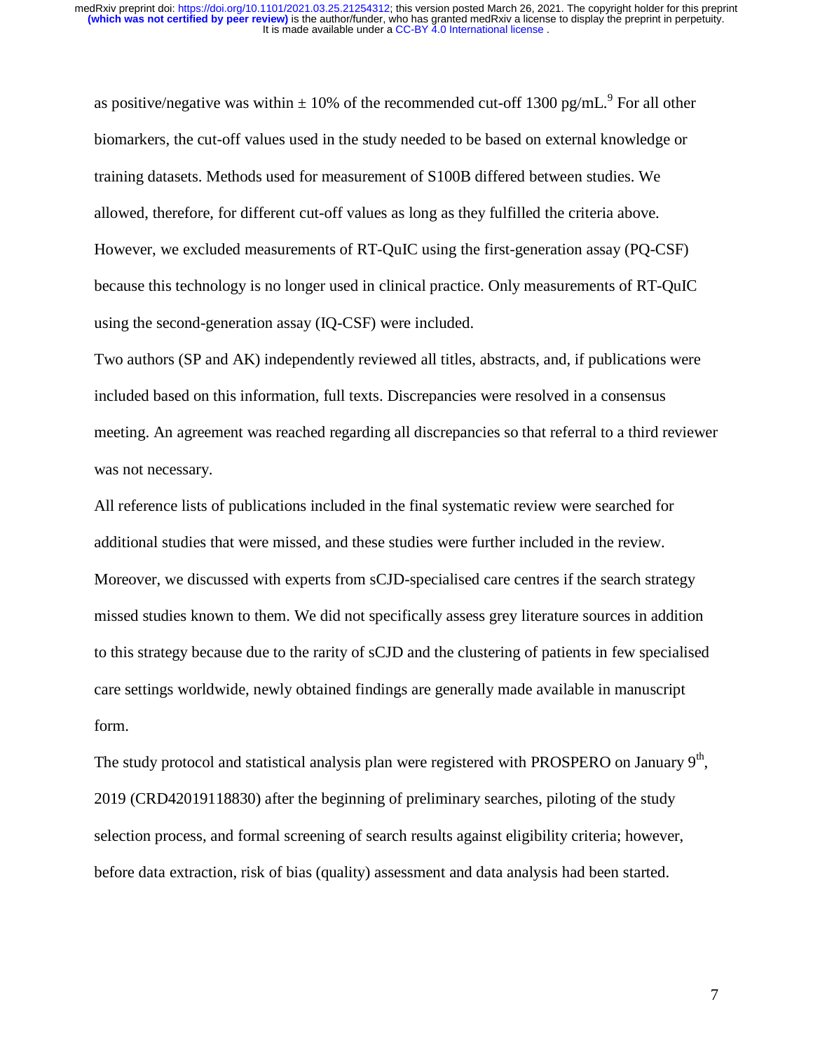as positive/negative was within ± 10% of the recommended cut-off 1300 pg/mL.[9] For all other biomarkers, the cut-off values used in the study needed to be based on external knowledge or training datasets. Methods used for measurement of S100B differed between studies. We allowed, therefore, for different cut-off values as long as they fulfilled the criteria above. However, we excluded measurements of RT-QuIC using the first-generation assay (PQ-CSF) because this technology is no longer used in clinical practice. Only measurements of RT-QuIC using the second-generation assay (IQ-CSF) were included.

Two authors (SP and AK) independently reviewed all titles, abstracts, and, if publications were included based on this information, full texts. Discrepancies were resolved in a consensus meeting. An agreement was reached regarding all discrepancies so that referral to a third reviewer was not necessary.

All reference lists of publications included in the final systematic review were searched for additional studies that were missed, and these studies were further included in the review. Moreover, we discussed with experts from sCJD-specialised care centres if the search strategy missed studies known to them. We did not specifically assess grey literature sources in addition to this strategy because due to the rarity of sCJD and the clustering of patients in few specialised care settings worldwide, newly obtained findings are generally made available in manuscript form.

The study protocol and statistical analysis plan were registered with PROSPERO on January 9th, 2019 (CRD42019118830) after the beginning of preliminary searches, piloting of the study selection process, and formal screening of search results against eligibility criteria; however, before data extraction, risk of bias (quality) assessment and data analysis had been started.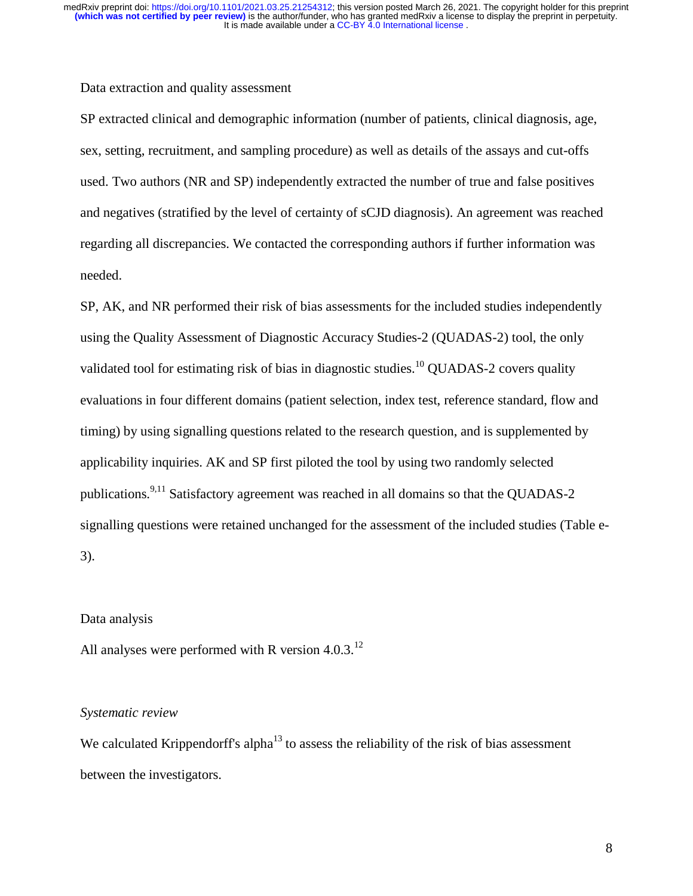## Data extraction and quality assessment

SP extracted clinical and demographic information (number of patients, clinical diagnosis, age, sex, setting, recruitment, and sampling procedure) as well as details of the assays and cut-offs used. Two authors (NR and SP) independently extracted the number of true and false positives and negatives (stratified by the level of certainty of sCJD diagnosis). An agreement was reached regarding all discrepancies. We contacted the corresponding authors if further information was needed.

SP, AK, and NR performed their risk of bias assessments for the included studies independently using the Quality Assessment of Diagnostic Accuracy Studies-2 (QUADAS-2) tool, the only validated tool for estimating risk of bias in diagnostic studies.[10] QUADAS-2 covers quality evaluations in four different domains (patient selection, index test, reference standard, flow and timing) by using signalling questions related to the research question, and is supplemented by applicability inquiries. AK and SP first piloted the tool by using two randomly selected publications.[9,11] Satisfactory agreement was reached in all domains so that the QUADAS-2 signalling questions were retained unchanged for the assessment of the included studies (Table e-3).

## Data analysis

All analyses were performed with R version 4.0.3.[12]

### *Systematic review*

We calculated Krippendorff's alpha[13] to assess the reliability of the risk of bias assessment between the investigators.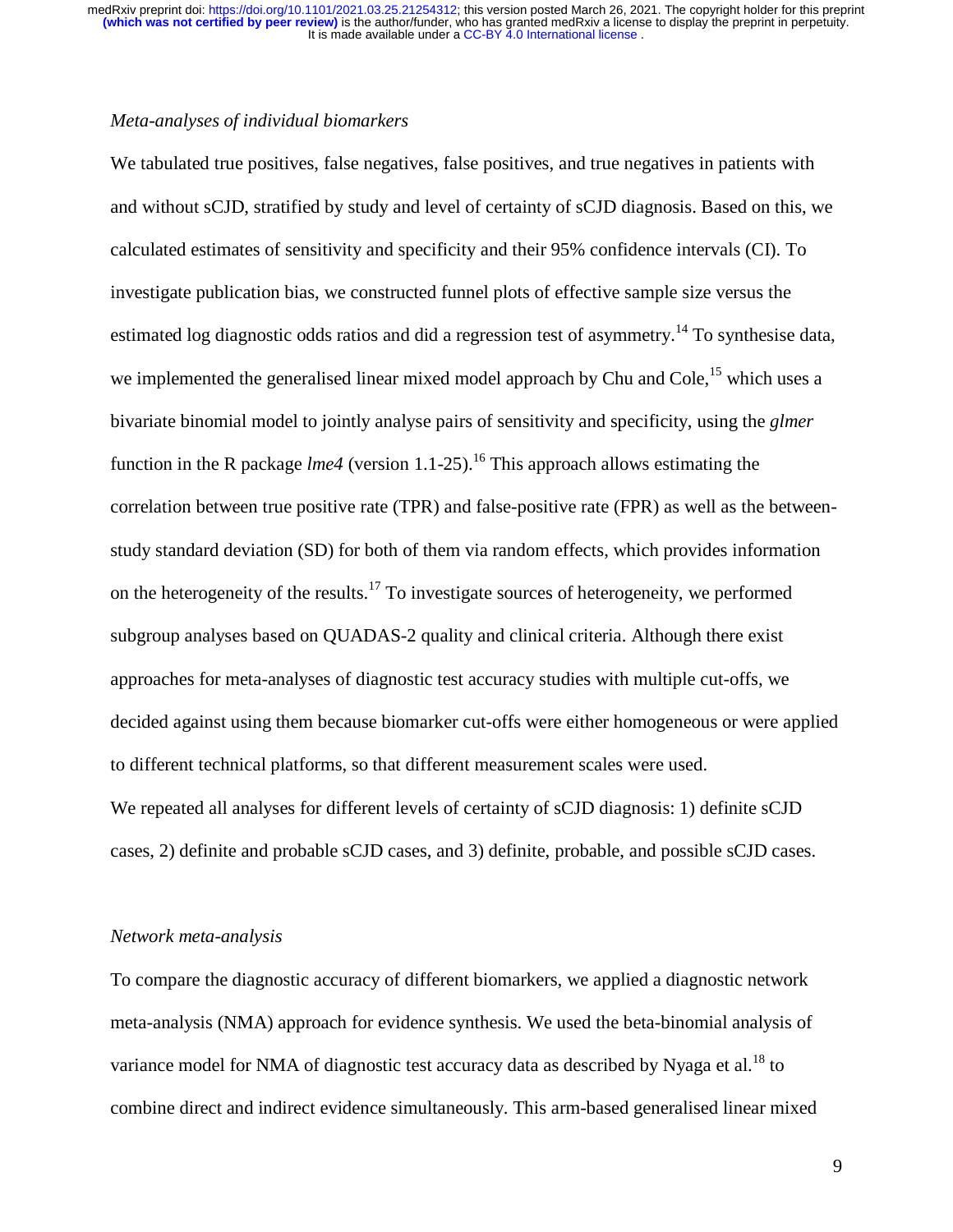*Meta-analyses of individual biomarkers*

We tabulated true positives, false negatives, false positives, and true negatives in patients with and without sCJD, stratified by study and level of certainty of sCJD diagnosis. Based on this, we calculated estimates of sensitivity and specificity and their 95% confidence intervals (CI). To investigate publication bias, we constructed funnel plots of effective sample size versus the estimated log diagnostic odds ratios and did a regression test of asymmetry.[14] To synthesise data, we implemented the generalised linear mixed model approach by Chu and Cole,[15] which uses a bivariate binomial model to jointly analyse pairs of sensitivity and specificity, using the *glmer* function in the R package *lme4* (version 1.1-25).[16] This approach allows estimating the correlation between true positive rate (TPR) and false-positive rate (FPR) as well as the between-study standard deviation (SD) for both of them via random effects, which provides information on the heterogeneity of the results.[17] To investigate sources of heterogeneity, we performed subgroup analyses based on QUADAS-2 quality and clinical criteria. Although there exist approaches for meta-analyses of diagnostic test accuracy studies with multiple cut-offs, we decided against using them because biomarker cut-offs were either homogeneous or were applied to different technical platforms, so that different measurement scales were used.

We repeated all analyses for different levels of certainty of sCJD diagnosis: 1) definite sCJD cases, 2) definite and probable sCJD cases, and 3) definite, probable, and possible sCJD cases.

*Network meta-analysis*

To compare the diagnostic accuracy of different biomarkers, we applied a diagnostic network meta-analysis (NMA) approach for evidence synthesis. We used the beta-binomial analysis of variance model for NMA of diagnostic test accuracy data as described by Nyaga et al.[18] to combine direct and indirect evidence simultaneously. This arm-based generalised linear mixed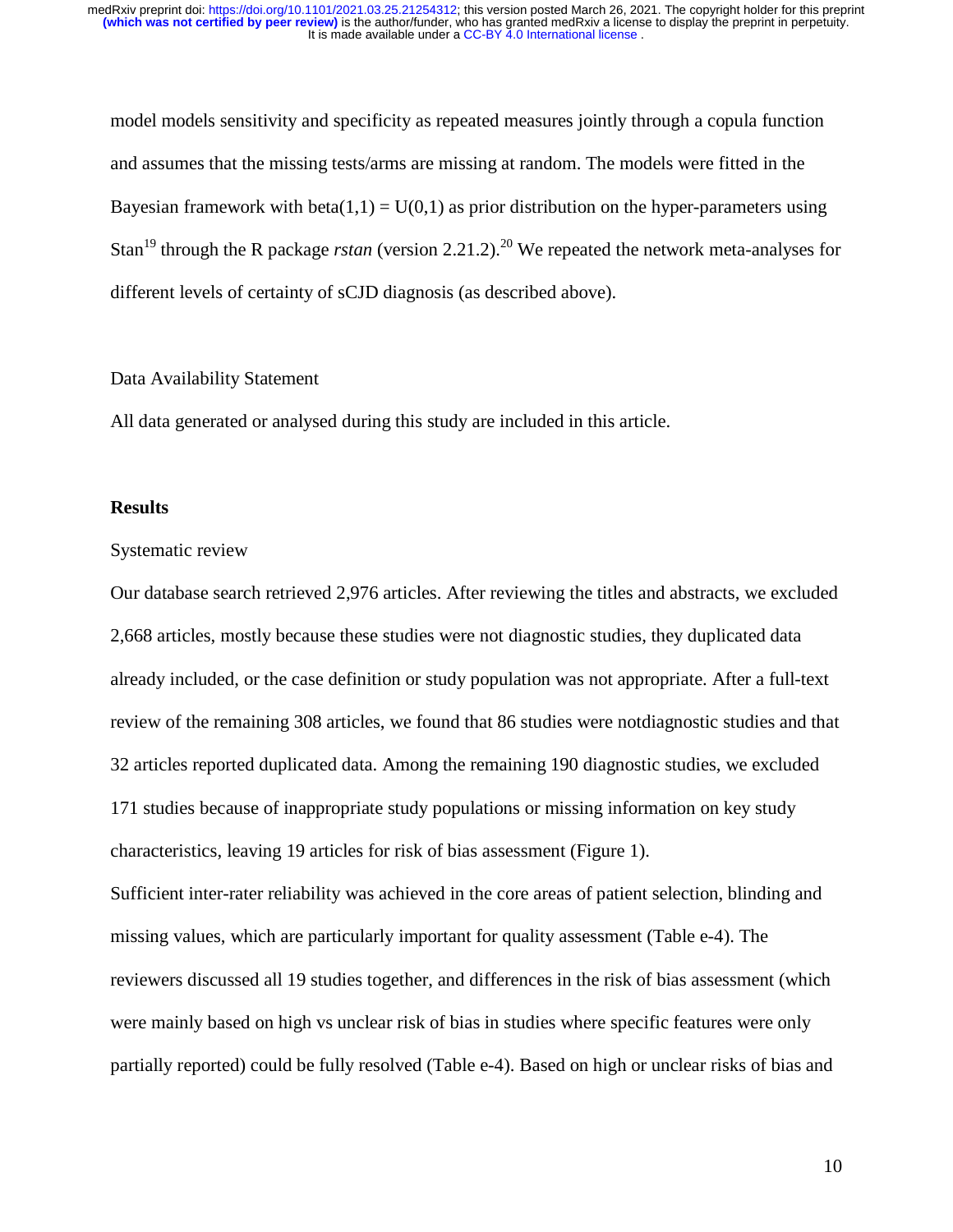model models sensitivity and specificity as repeated measures jointly through a copula function and assumes that the missing tests/arms are missing at random. The models were fitted in the Bayesian framework with beta(1,1) = U(0,1) as prior distribution on the hyper-parameters using Stan[19] through the R package *rstan* (version 2.21.2).[20] We repeated the network meta-analyses for different levels of certainty of sCJD diagnosis (as described above).

Data Availability Statement

All data generated or analysed during this study are included in this article.

## Results

Systematic review

Our database search retrieved 2,976 articles. After reviewing the titles and abstracts, we excluded 2,668 articles, mostly because these studies were not diagnostic studies, they duplicated data already included, or the case definition or study population was not appropriate. After a full-text review of the remaining 308 articles, we found that 86 studies were notdiagnostic studies and that 32 articles reported duplicated data. Among the remaining 190 diagnostic studies, we excluded 171 studies because of inappropriate study populations or missing information on key study characteristics, leaving 19 articles for risk of bias assessment (Figure 1).

Sufficient inter-rater reliability was achieved in the core areas of patient selection, blinding and missing values, which are particularly important for quality assessment (Table e-4). The reviewers discussed all 19 studies together, and differences in the risk of bias assessment (which were mainly based on high vs unclear risk of bias in studies where specific features were only partially reported) could be fully resolved (Table e-4). Based on high or unclear risks of bias and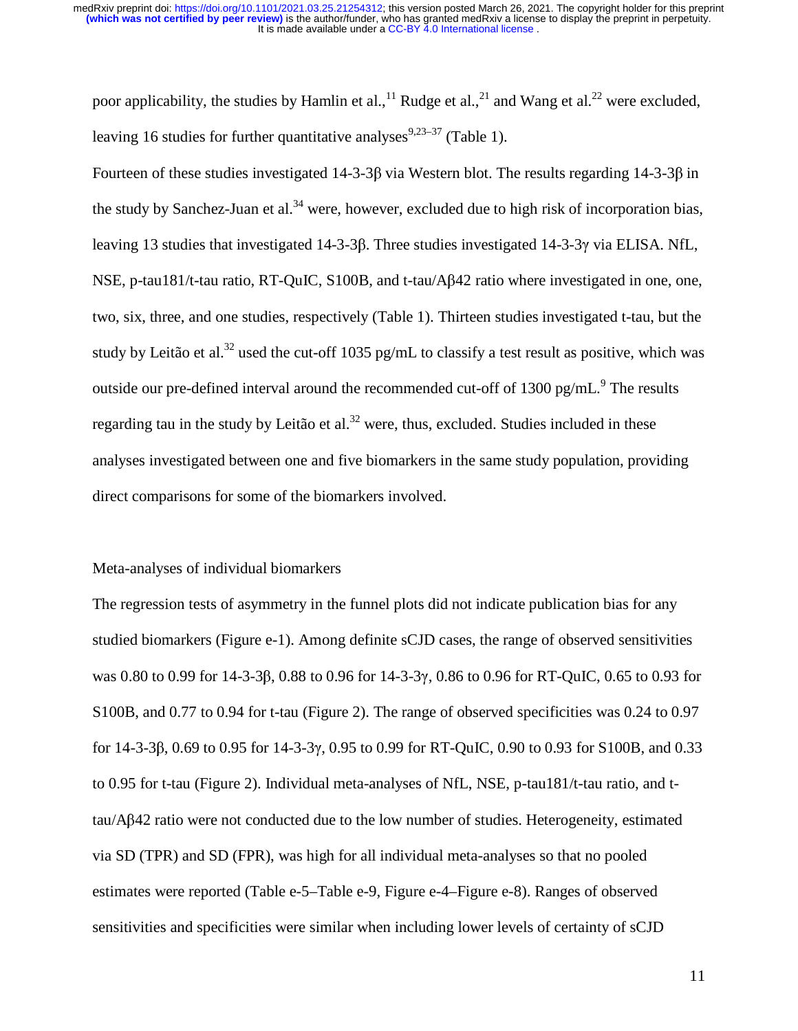poor applicability, the studies by Hamlin et al.,[11] Rudge et al.,[21] and Wang et al.[22] were excluded, leaving 16 studies for further quantitative analyses[9,23–37] (Table 1).

Fourteen of these studies investigated 14-3-3β via Western blot. The results regarding 14-3-3β in the study by Sanchez-Juan et al.[34] were, however, excluded due to high risk of incorporation bias, leaving 13 studies that investigated 14-3-3β. Three studies investigated 14-3-3γ via ELISA. NfL, NSE, p-tau181/t-tau ratio, RT-QuIC, S100B, and t-tau/Aβ42 ratio where investigated in one, one, two, six, three, and one studies, respectively (Table 1). Thirteen studies investigated t-tau, but the study by Leitão et al.[32] used the cut-off 1035 pg/mL to classify a test result as positive, which was outside our pre-defined interval around the recommended cut-off of 1300 pg/mL.[9] The results regarding tau in the study by Leitão et al.[32] were, thus, excluded. Studies included in these analyses investigated between one and five biomarkers in the same study population, providing direct comparisons for some of the biomarkers involved.

Meta-analyses of individual biomarkers

The regression tests of asymmetry in the funnel plots did not indicate publication bias for any studied biomarkers (Figure e-1). Among definite sCJD cases, the range of observed sensitivities was 0.80 to 0.99 for 14-3-3β, 0.88 to 0.96 for 14-3-3γ, 0.86 to 0.96 for RT-QuIC, 0.65 to 0.93 for S100B, and 0.77 to 0.94 for t-tau (Figure 2). The range of observed specificities was 0.24 to 0.97 for 14-3-3β, 0.69 to 0.95 for 14-3-3γ, 0.95 to 0.99 for RT-QuIC, 0.90 to 0.93 for S100B, and 0.33 to 0.95 for t-tau (Figure 2). Individual meta-analyses of NfL, NSE, p-tau181/t-tau ratio, and t-tau/Aβ42 ratio were not conducted due to the low number of studies. Heterogeneity, estimated via SD (TPR) and SD (FPR), was high for all individual meta-analyses so that no pooled estimates were reported (Table e-5–Table e-9, Figure e-4–Figure e-8). Ranges of observed sensitivities and specificities were similar when including lower levels of certainty of sCJD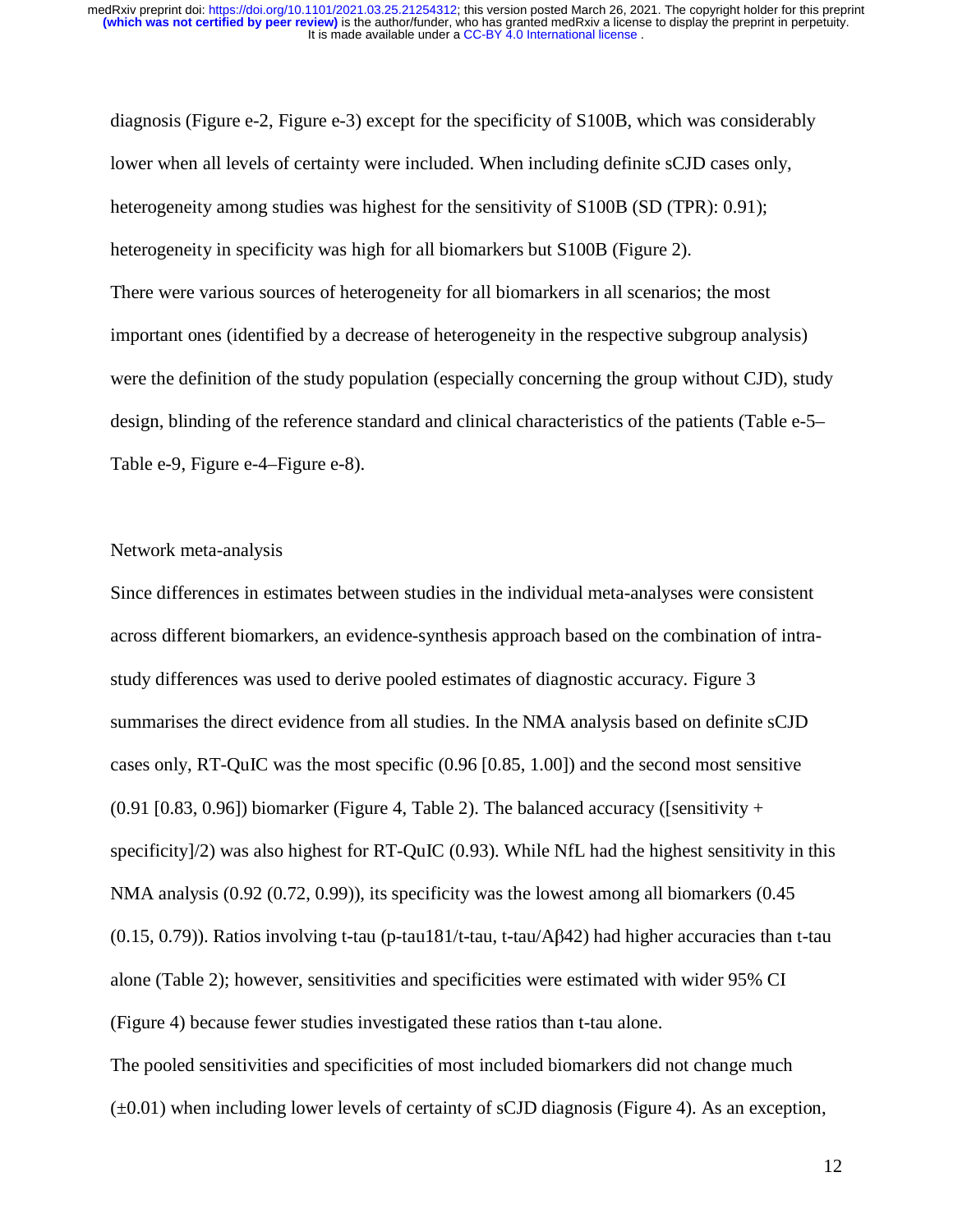diagnosis (Figure e-2, Figure e-3) except for the specificity of S100B, which was considerably lower when all levels of certainty were included. When including definite sCJD cases only, heterogeneity among studies was highest for the sensitivity of S100B (SD (TPR): 0.91); heterogeneity in specificity was high for all biomarkers but S100B (Figure 2).

There were various sources of heterogeneity for all biomarkers in all scenarios; the most important ones (identified by a decrease of heterogeneity in the respective subgroup analysis) were the definition of the study population (especially concerning the group without CJD), study design, blinding of the reference standard and clinical characteristics of the patients (Table e-5–Table e-9, Figure e-4–Figure e-8).

## Network meta-analysis

Since differences in estimates between studies in the individual meta-analyses were consistent across different biomarkers, an evidence-synthesis approach based on the combination of intra-study differences was used to derive pooled estimates of diagnostic accuracy. Figure 3 summarises the direct evidence from all studies. In the NMA analysis based on definite sCJD cases only, RT-QuIC was the most specific (0.96 [0.85, 1.00]) and the second most sensitive (0.91 [0.83, 0.96]) biomarker (Figure 4, Table 2). The balanced accuracy ([sensitivity + specificity]/2) was also highest for RT-QuIC (0.93). While NfL had the highest sensitivity in this NMA analysis (0.92 (0.72, 0.99)), its specificity was the lowest among all biomarkers (0.45 (0.15, 0.79)). Ratios involving t-tau (p-tau181/t-tau, t-tau/Aβ42) had higher accuracies than t-tau alone (Table 2); however, sensitivities and specificities were estimated with wider 95% CI (Figure 4) because fewer studies investigated these ratios than t-tau alone.

The pooled sensitivities and specificities of most included biomarkers did not change much (±0.01) when including lower levels of certainty of sCJD diagnosis (Figure 4). As an exception,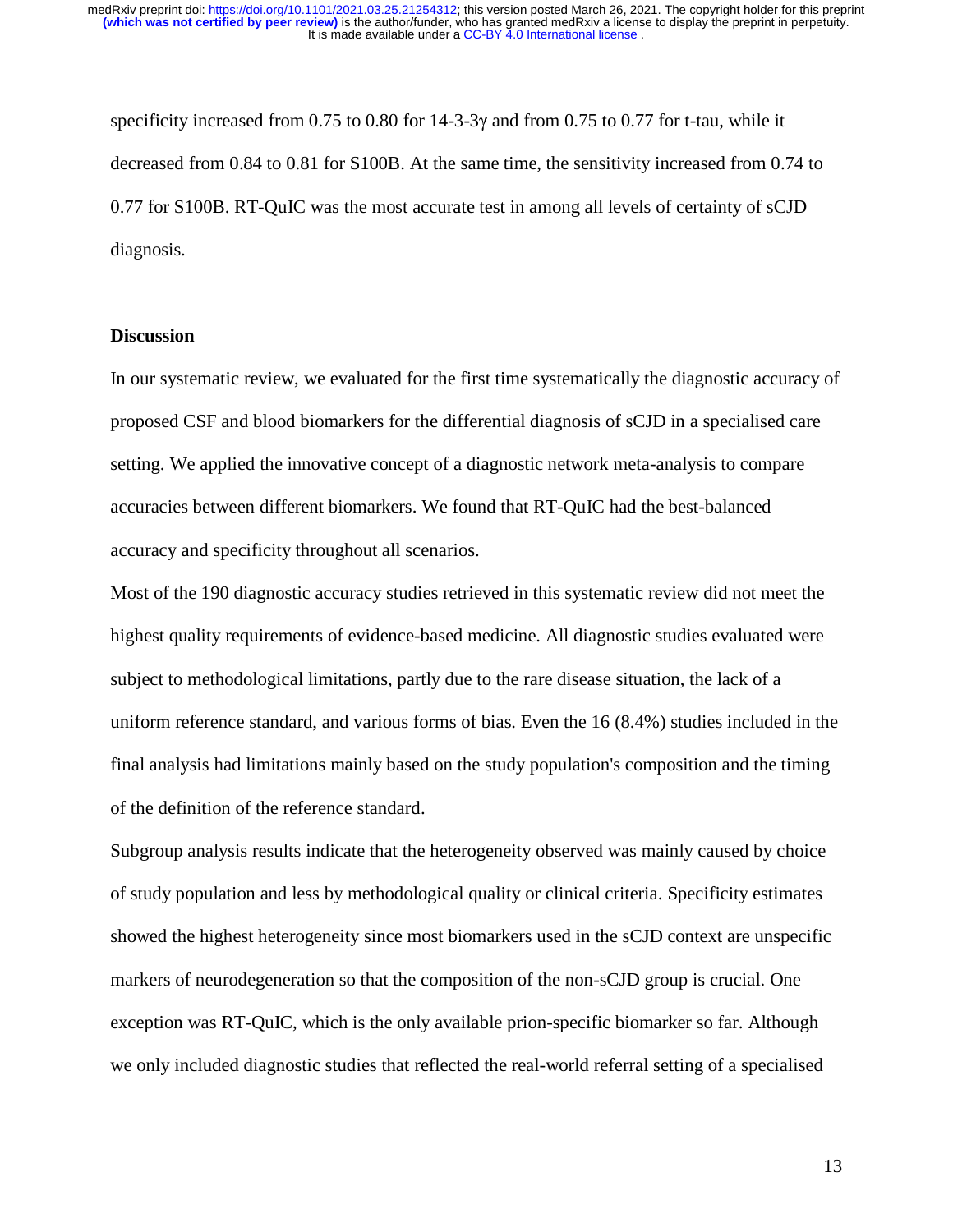specificity increased from 0.75 to 0.80 for 14-3-3γ and from 0.75 to 0.77 for t-tau, while it decreased from 0.84 to 0.81 for S100B. At the same time, the sensitivity increased from 0.74 to 0.77 for S100B. RT-QuIC was the most accurate test in among all levels of certainty of sCJD diagnosis.

## Discussion

In our systematic review, we evaluated for the first time systematically the diagnostic accuracy of proposed CSF and blood biomarkers for the differential diagnosis of sCJD in a specialised care setting. We applied the innovative concept of a diagnostic network meta-analysis to compare accuracies between different biomarkers. We found that RT-QuIC had the best-balanced accuracy and specificity throughout all scenarios.

Most of the 190 diagnostic accuracy studies retrieved in this systematic review did not meet the highest quality requirements of evidence-based medicine. All diagnostic studies evaluated were subject to methodological limitations, partly due to the rare disease situation, the lack of a uniform reference standard, and various forms of bias. Even the 16 (8.4%) studies included in the final analysis had limitations mainly based on the study population's composition and the timing of the definition of the reference standard.

Subgroup analysis results indicate that the heterogeneity observed was mainly caused by choice of study population and less by methodological quality or clinical criteria. Specificity estimates showed the highest heterogeneity since most biomarkers used in the sCJD context are unspecific markers of neurodegeneration so that the composition of the non-sCJD group is crucial. One exception was RT-QuIC, which is the only available prion-specific biomarker so far. Although we only included diagnostic studies that reflected the real-world referral setting of a specialised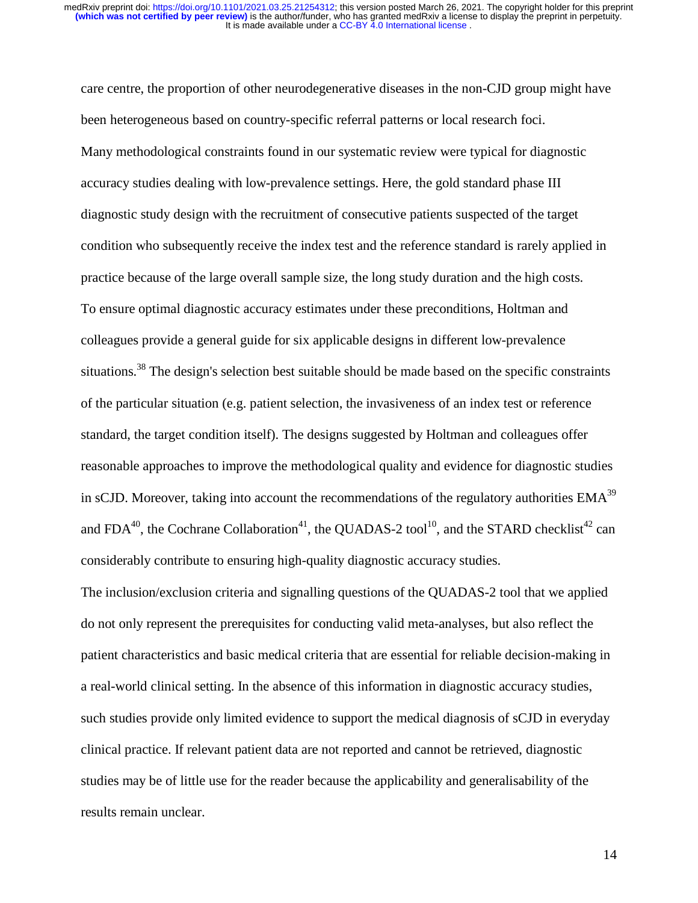care centre, the proportion of other neurodegenerative diseases in the non-CJD group might have been heterogeneous based on country-specific referral patterns or local research foci.

Many methodological constraints found in our systematic review were typical for diagnostic accuracy studies dealing with low-prevalence settings. Here, the gold standard phase III diagnostic study design with the recruitment of consecutive patients suspected of the target condition who subsequently receive the index test and the reference standard is rarely applied in practice because of the large overall sample size, the long study duration and the high costs. To ensure optimal diagnostic accuracy estimates under these preconditions, Holtman and colleagues provide a general guide for six applicable designs in different low-prevalence situations.[38] The design's selection best suitable should be made based on the specific constraints of the particular situation (e.g. patient selection, the invasiveness of an index test or reference standard, the target condition itself). The designs suggested by Holtman and colleagues offer reasonable approaches to improve the methodological quality and evidence for diagnostic studies in sCJD. Moreover, taking into account the recommendations of the regulatory authorities EMA[39] and FDA[40], the Cochrane Collaboration[41], the QUADAS-2 tool[10], and the STARD checklist[42] can considerably contribute to ensuring high-quality diagnostic accuracy studies.

The inclusion/exclusion criteria and signalling questions of the QUADAS-2 tool that we applied do not only represent the prerequisites for conducting valid meta-analyses, but also reflect the patient characteristics and basic medical criteria that are essential for reliable decision-making in a real-world clinical setting. In the absence of this information in diagnostic accuracy studies, such studies provide only limited evidence to support the medical diagnosis of sCJD in everyday clinical practice. If relevant patient data are not reported and cannot be retrieved, diagnostic studies may be of little use for the reader because the applicability and generalisability of the results remain unclear.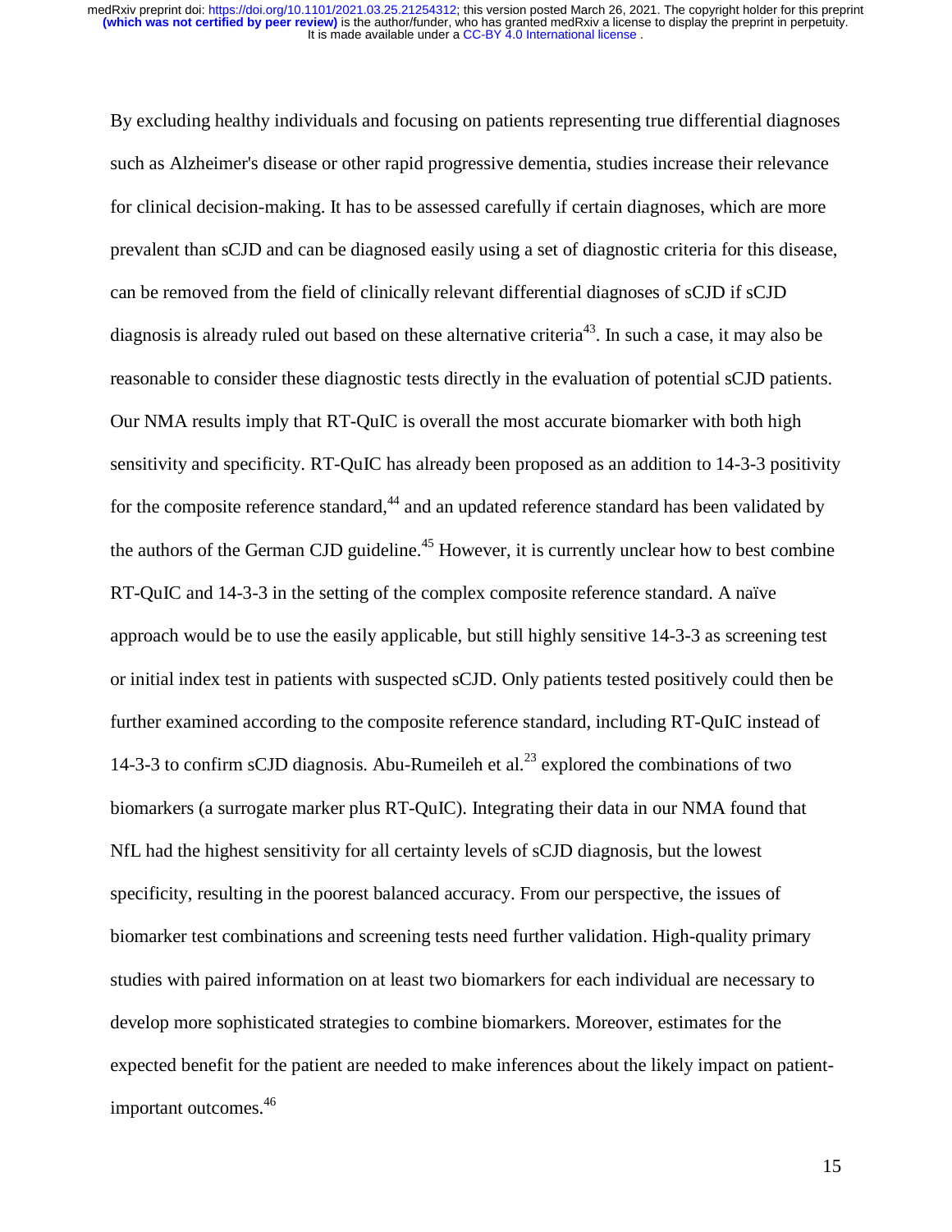By excluding healthy individuals and focusing on patients representing true differential diagnoses such as Alzheimer's disease or other rapid progressive dementia, studies increase their relevance for clinical decision-making. It has to be assessed carefully if certain diagnoses, which are more prevalent than sCJD and can be diagnosed easily using a set of diagnostic criteria for this disease, can be removed from the field of clinically relevant differential diagnoses of sCJD if sCJD diagnosis is already ruled out based on these alternative criteria[43]. In such a case, it may also be reasonable to consider these diagnostic tests directly in the evaluation of potential sCJD patients. Our NMA results imply that RT-QuIC is overall the most accurate biomarker with both high sensitivity and specificity. RT-QuIC has already been proposed as an addition to 14-3-3 positivity for the composite reference standard,[44] and an updated reference standard has been validated by the authors of the German CJD guideline.[45] However, it is currently unclear how to best combine RT-QuIC and 14-3-3 in the setting of the complex composite reference standard. A naïve approach would be to use the easily applicable, but still highly sensitive 14-3-3 as screening test or initial index test in patients with suspected sCJD. Only patients tested positively could then be further examined according to the composite reference standard, including RT-QuIC instead of 14-3-3 to confirm sCJD diagnosis. Abu-Rumeileh et al.[23] explored the combinations of two biomarkers (a surrogate marker plus RT-QuIC). Integrating their data in our NMA found that NfL had the highest sensitivity for all certainty levels of sCJD diagnosis, but the lowest specificity, resulting in the poorest balanced accuracy. From our perspective, the issues of biomarker test combinations and screening tests need further validation. High-quality primary studies with paired information on at least two biomarkers for each individual are necessary to develop more sophisticated strategies to combine biomarkers. Moreover, estimates for the expected benefit for the patient are needed to make inferences about the likely impact on patient-important outcomes.[46]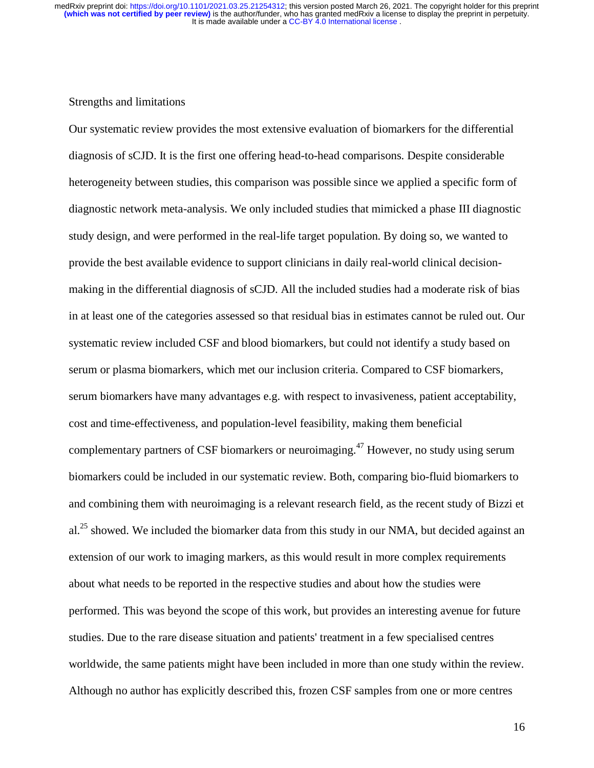## Strengths and limitations

Our systematic review provides the most extensive evaluation of biomarkers for the differential diagnosis of sCJD. It is the first one offering head-to-head comparisons. Despite considerable heterogeneity between studies, this comparison was possible since we applied a specific form of diagnostic network meta-analysis. We only included studies that mimicked a phase III diagnostic study design, and were performed in the real-life target population. By doing so, we wanted to provide the best available evidence to support clinicians in daily real-world clinical decision-making in the differential diagnosis of sCJD. All the included studies had a moderate risk of bias in at least one of the categories assessed so that residual bias in estimates cannot be ruled out. Our systematic review included CSF and blood biomarkers, but could not identify a study based on serum or plasma biomarkers, which met our inclusion criteria. Compared to CSF biomarkers, serum biomarkers have many advantages e.g. with respect to invasiveness, patient acceptability, cost and time-effectiveness, and population-level feasibility, making them beneficial complementary partners of CSF biomarkers or neuroimaging.[47] However, no study using serum biomarkers could be included in our systematic review. Both, comparing bio-fluid biomarkers to and combining them with neuroimaging is a relevant research field, as the recent study of Bizzi et al.[25] showed. We included the biomarker data from this study in our NMA, but decided against an extension of our work to imaging markers, as this would result in more complex requirements about what needs to be reported in the respective studies and about how the studies were performed. This was beyond the scope of this work, but provides an interesting avenue for future studies. Due to the rare disease situation and patients' treatment in a few specialised centres worldwide, the same patients might have been included in more than one study within the review. Although no author has explicitly described this, frozen CSF samples from one or more centres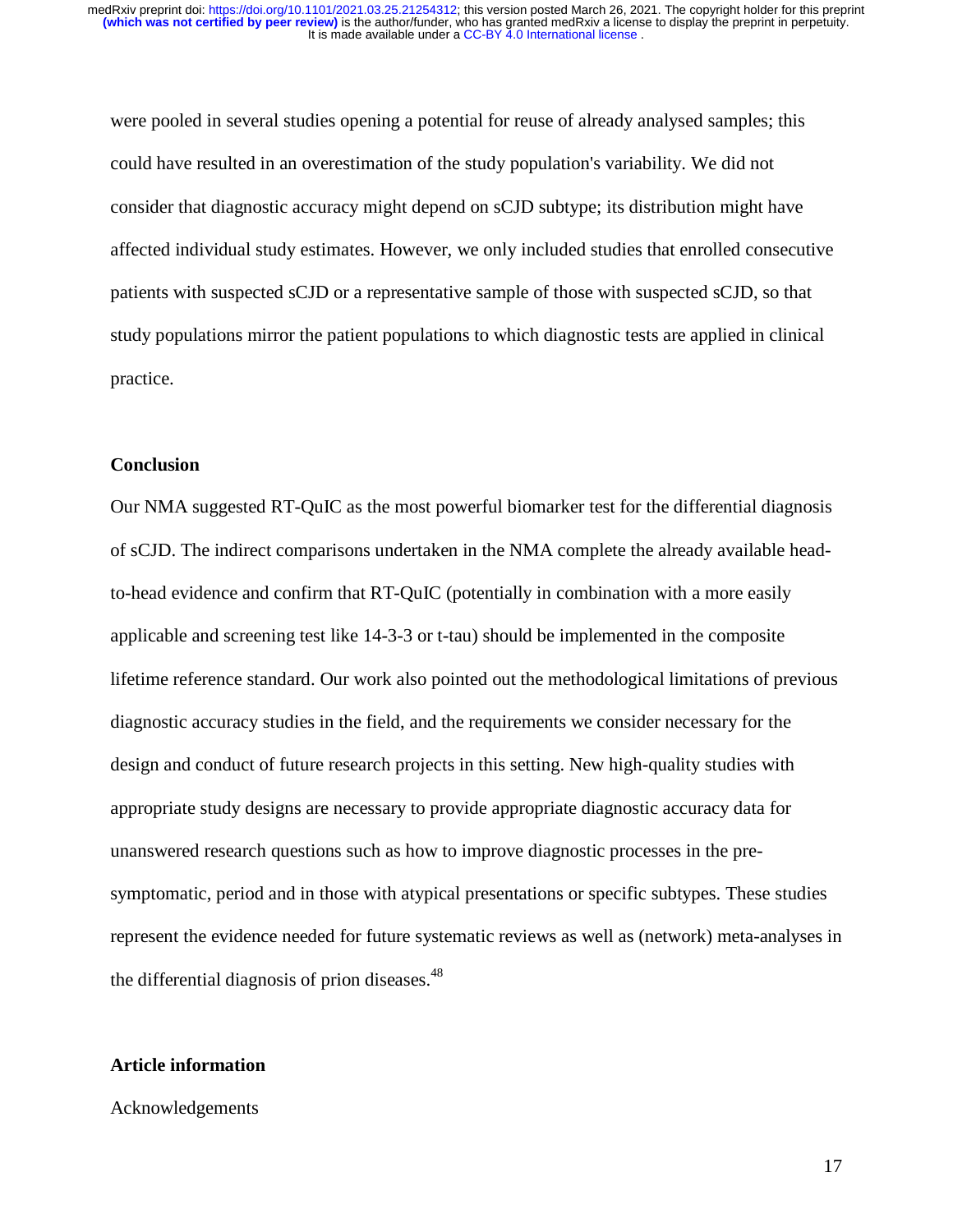were pooled in several studies opening a potential for reuse of already analysed samples; this could have resulted in an overestimation of the study population's variability. We did not consider that diagnostic accuracy might depend on sCJD subtype; its distribution might have affected individual study estimates. However, we only included studies that enrolled consecutive patients with suspected sCJD or a representative sample of those with suspected sCJD, so that study populations mirror the patient populations to which diagnostic tests are applied in clinical practice.

## Conclusion

Our NMA suggested RT-QuIC as the most powerful biomarker test for the differential diagnosis of sCJD. The indirect comparisons undertaken in the NMA complete the already available head-to-head evidence and confirm that RT-QuIC (potentially in combination with a more easily applicable and screening test like 14-3-3 or t-tau) should be implemented in the composite lifetime reference standard. Our work also pointed out the methodological limitations of previous diagnostic accuracy studies in the field, and the requirements we consider necessary for the design and conduct of future research projects in this setting. New high-quality studies with appropriate study designs are necessary to provide appropriate diagnostic accuracy data for unanswered research questions such as how to improve diagnostic processes in the pre-symptomatic, period and in those with atypical presentations or specific subtypes. These studies represent the evidence needed for future systematic reviews as well as (network) meta-analyses in the differential diagnosis of prion diseases.[48]

## Article information

Acknowledgements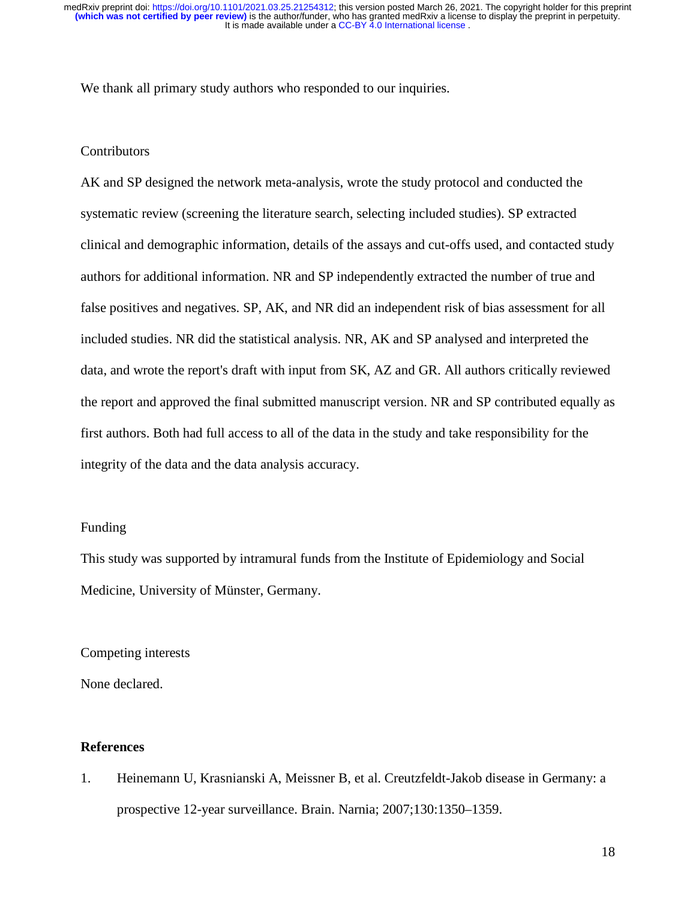We thank all primary study authors who responded to our inquiries.

Contributors

AK and SP designed the network meta-analysis, wrote the study protocol and conducted the systematic review (screening the literature search, selecting included studies). SP extracted clinical and demographic information, details of the assays and cut-offs used, and contacted study authors for additional information. NR and SP independently extracted the number of true and false positives and negatives. SP, AK, and NR did an independent risk of bias assessment for all included studies. NR did the statistical analysis. NR, AK and SP analysed and interpreted the data, and wrote the report's draft with input from SK, AZ and GR. All authors critically reviewed the report and approved the final submitted manuscript version. NR and SP contributed equally as first authors. Both had full access to all of the data in the study and take responsibility for the integrity of the data and the data analysis accuracy.

Funding

This study was supported by intramural funds from the Institute of Epidemiology and Social Medicine, University of Münster, Germany.

Competing interests

None declared.

## References

1. Heinemann U, Krasnianski A, Meissner B, et al. Creutzfeldt-Jakob disease in Germany: a prospective 12-year surveillance. Brain. Narnia; 2007;130:1350–1359.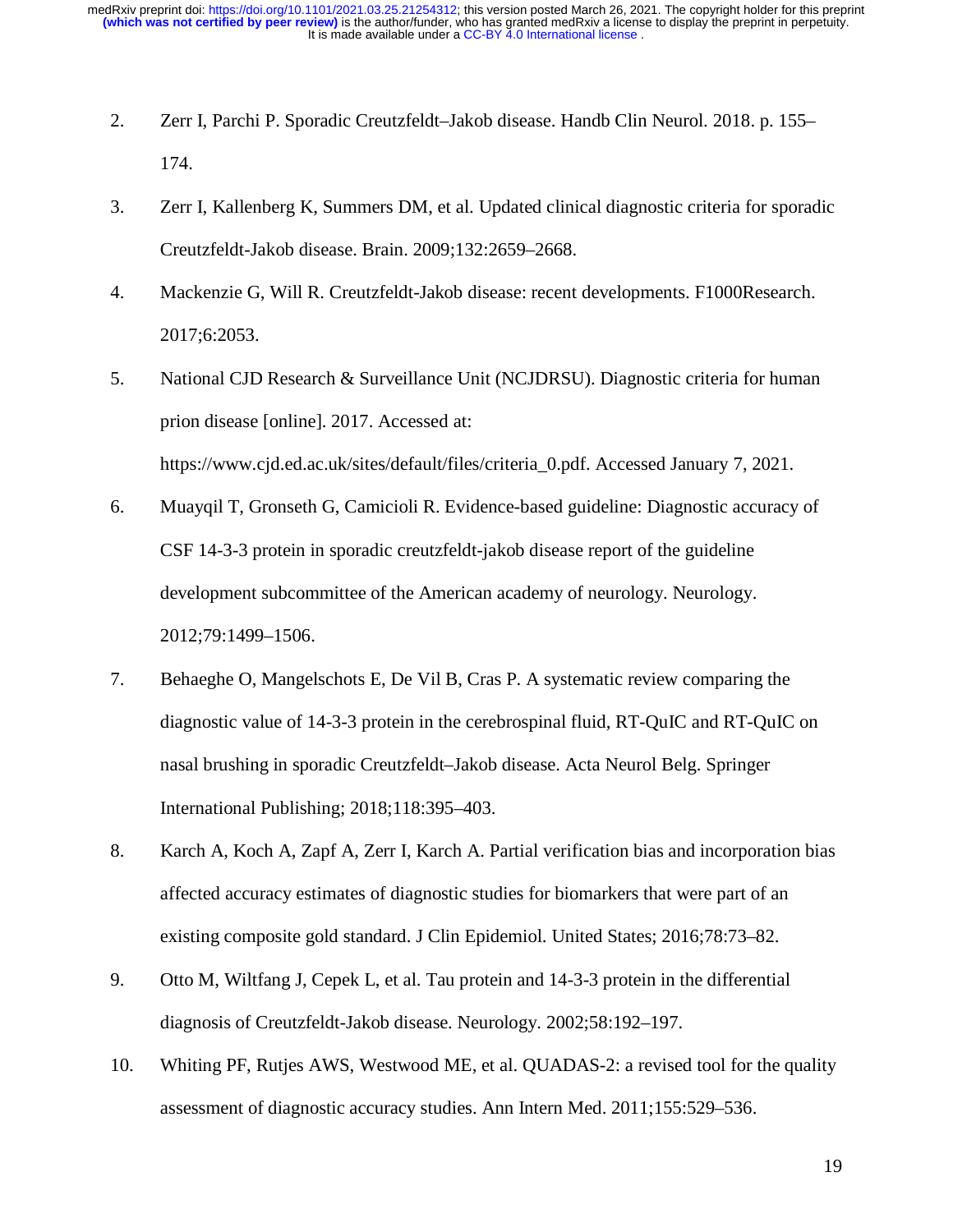2. Zerr I, Parchi P. Sporadic Creutzfeldt–Jakob disease. Handb Clin Neurol. 2018. p. 155–174.
3. Zerr I, Kallenberg K, Summers DM, et al. Updated clinical diagnostic criteria for sporadic Creutzfeldt-Jakob disease. Brain. 2009;132:2659–2668.
4. Mackenzie G, Will R. Creutzfeldt-Jakob disease: recent developments. F1000Research. 2017;6:2053.
5. National CJD Research & Surveillance Unit (NCJDRSU). Diagnostic criteria for human prion disease [online]. 2017. Accessed at: https://www.cjd.ed.ac.uk/sites/default/files/criteria_0.pdf. Accessed January 7, 2021.
6. Muayqil T, Gronseth G, Camicioli R. Evidence-based guideline: Diagnostic accuracy of CSF 14-3-3 protein in sporadic creutzfeldt-jakob disease report of the guideline development subcommittee of the American academy of neurology. Neurology. 2012;79:1499–1506.
7. Behaeghe O, Mangelschots E, De Vil B, Cras P. A systematic review comparing the diagnostic value of 14-3-3 protein in the cerebrospinal fluid, RT-QuIC and RT-QuIC on nasal brushing in sporadic Creutzfeldt–Jakob disease. Acta Neurol Belg. Springer International Publishing; 2018;118:395–403.
8. Karch A, Koch A, Zapf A, Zerr I, Karch A. Partial verification bias and incorporation bias affected accuracy estimates of diagnostic studies for biomarkers that were part of an existing composite gold standard. J Clin Epidemiol. United States; 2016;78:73–82.
9. Otto M, Wiltfang J, Cepek L, et al. Tau protein and 14-3-3 protein in the differential diagnosis of Creutzfeldt-Jakob disease. Neurology. 2002;58:192–197.
10. Whiting PF, Rutjes AWS, Westwood ME, et al. QUADAS-2: a revised tool for the quality assessment of diagnostic accuracy studies. Ann Intern Med. 2011;155:529–536.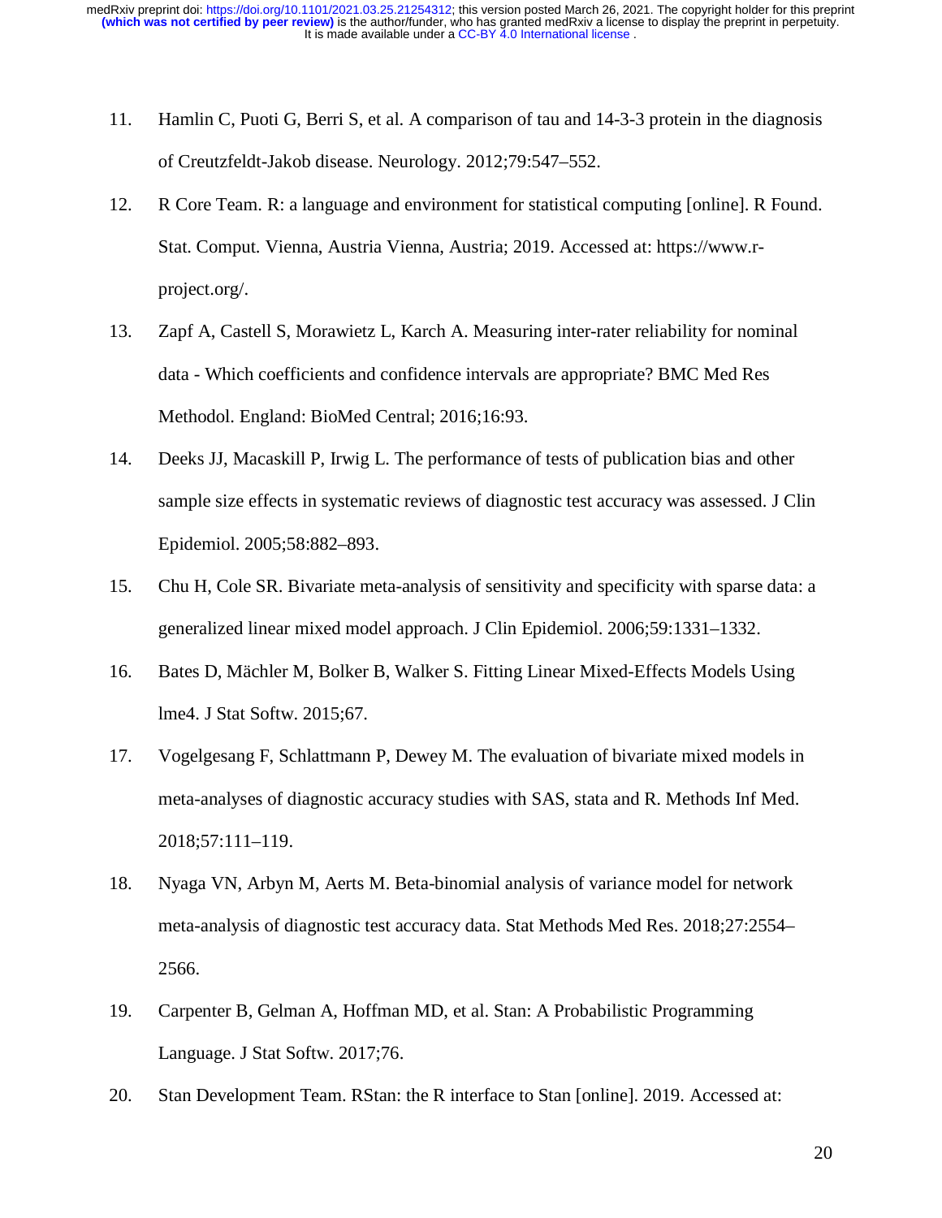11. Hamlin C, Puoti G, Berri S, et al. A comparison of tau and 14-3-3 protein in the diagnosis of Creutzfeldt-Jakob disease. Neurology. 2012;79:547–552.
12. R Core Team. R: a language and environment for statistical computing [online]. R Found. Stat. Comput. Vienna, Austria Vienna, Austria; 2019. Accessed at: https://www.r-project.org/.
13. Zapf A, Castell S, Morawietz L, Karch A. Measuring inter-rater reliability for nominal data - Which coefficients and confidence intervals are appropriate? BMC Med Res Methodol. England: BioMed Central; 2016;16:93.
14. Deeks JJ, Macaskill P, Irwig L. The performance of tests of publication bias and other sample size effects in systematic reviews of diagnostic test accuracy was assessed. J Clin Epidemiol. 2005;58:882–893.
15. Chu H, Cole SR. Bivariate meta-analysis of sensitivity and specificity with sparse data: a generalized linear mixed model approach. J Clin Epidemiol. 2006;59:1331–1332.
16. Bates D, Mächler M, Bolker B, Walker S. Fitting Linear Mixed-Effects Models Using lme4. J Stat Softw. 2015;67.
17. Vogelgesang F, Schlattmann P, Dewey M. The evaluation of bivariate mixed models in meta-analyses of diagnostic accuracy studies with SAS, stata and R. Methods Inf Med. 2018;57:111–119.
18. Nyaga VN, Arbyn M, Aerts M. Beta-binomial analysis of variance model for network meta-analysis of diagnostic test accuracy data. Stat Methods Med Res. 2018;27:2554–2566.
19. Carpenter B, Gelman A, Hoffman MD, et al. Stan: A Probabilistic Programming Language. J Stat Softw. 2017;76.
20. Stan Development Team. RStan: the R interface to Stan [online]. 2019. Accessed at: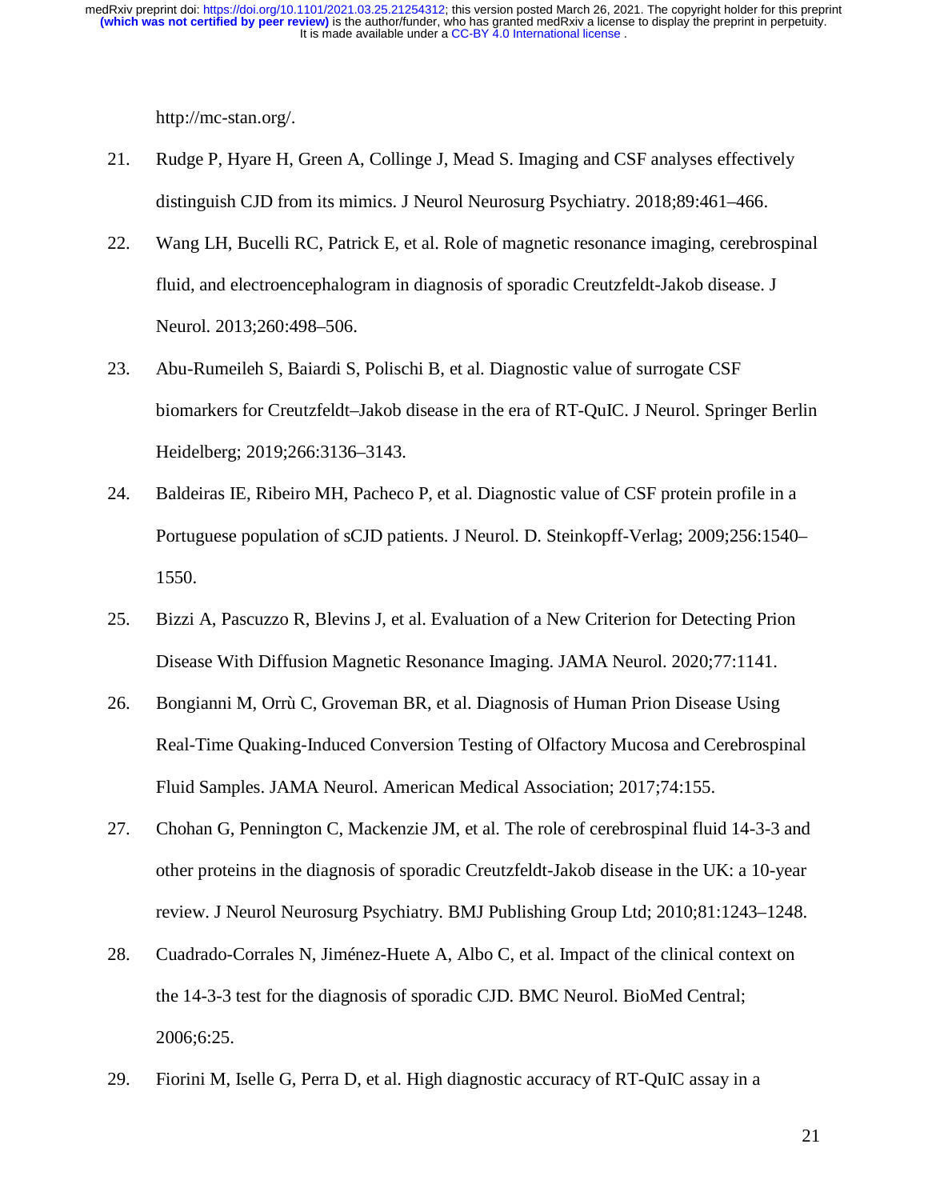http://mc-stan.org/.

21. Rudge P, Hyare H, Green A, Collinge J, Mead S. Imaging and CSF analyses effectively distinguish CJD from its mimics. J Neurol Neurosurg Psychiatry. 2018;89:461–466.
22. Wang LH, Bucelli RC, Patrick E, et al. Role of magnetic resonance imaging, cerebrospinal fluid, and electroencephalogram in diagnosis of sporadic Creutzfeldt-Jakob disease. J Neurol. 2013;260:498–506.
23. Abu-Rumeileh S, Baiardi S, Polischi B, et al. Diagnostic value of surrogate CSF biomarkers for Creutzfeldt–Jakob disease in the era of RT-QuIC. J Neurol. Springer Berlin Heidelberg; 2019;266:3136–3143.
24. Baldeiras IE, Ribeiro MH, Pacheco P, et al. Diagnostic value of CSF protein profile in a Portuguese population of sCJD patients. J Neurol. D. Steinkopff-Verlag; 2009;256:1540–1550.
25. Bizzi A, Pascuzzo R, Blevins J, et al. Evaluation of a New Criterion for Detecting Prion Disease With Diffusion Magnetic Resonance Imaging. JAMA Neurol. 2020;77:1141.
26. Bongianni M, Orrù C, Groveman BR, et al. Diagnosis of Human Prion Disease Using Real-Time Quaking-Induced Conversion Testing of Olfactory Mucosa and Cerebrospinal Fluid Samples. JAMA Neurol. American Medical Association; 2017;74:155.
27. Chohan G, Pennington C, Mackenzie JM, et al. The role of cerebrospinal fluid 14-3-3 and other proteins in the diagnosis of sporadic Creutzfeldt-Jakob disease in the UK: a 10-year review. J Neurol Neurosurg Psychiatry. BMJ Publishing Group Ltd; 2010;81:1243–1248.
28. Cuadrado-Corrales N, Jiménez-Huete A, Albo C, et al. Impact of the clinical context on the 14-3-3 test for the diagnosis of sporadic CJD. BMC Neurol. BioMed Central; 2006;6:25.
29. Fiorini M, Iselle G, Perra D, et al. High diagnostic accuracy of RT-QuIC assay in a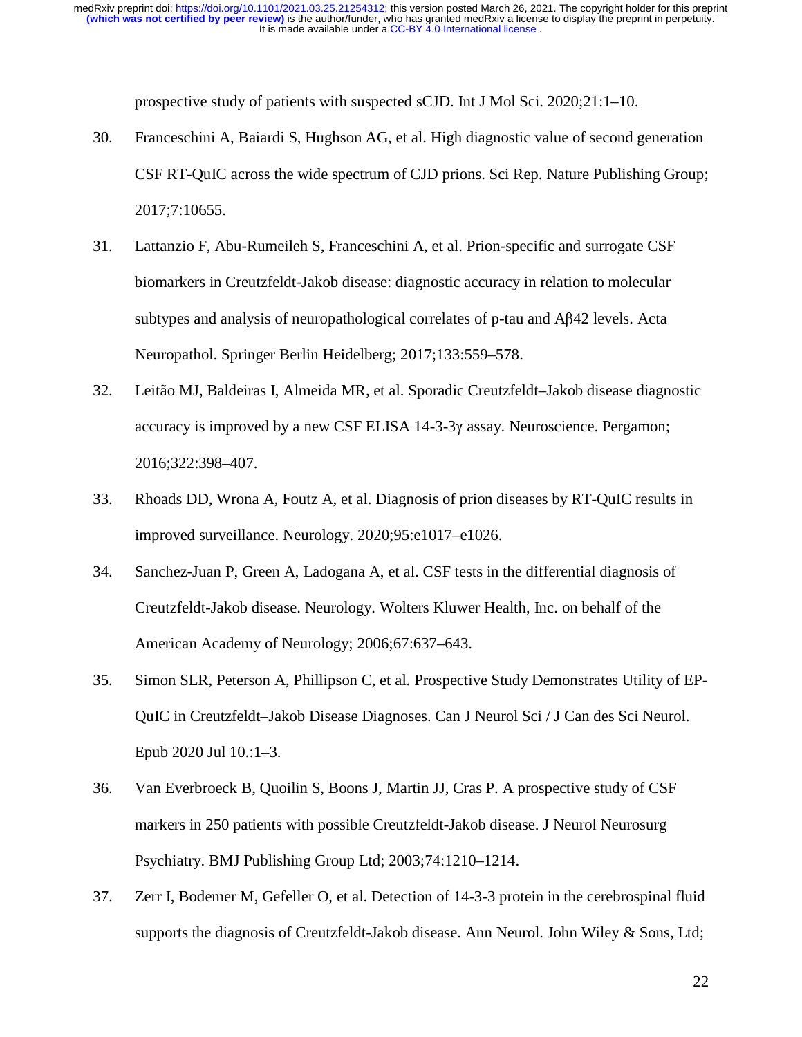prospective study of patients with suspected sCJD. Int J Mol Sci. 2020;21:1–10.

30. Franceschini A, Baiardi S, Hughson AG, et al. High diagnostic value of second generation CSF RT-QuIC across the wide spectrum of CJD prions. Sci Rep. Nature Publishing Group; 2017;7:10655.

31. Lattanzio F, Abu-Rumeileh S, Franceschini A, et al. Prion-specific and surrogate CSF biomarkers in Creutzfeldt-Jakob disease: diagnostic accuracy in relation to molecular subtypes and analysis of neuropathological correlates of p-tau and Aβ42 levels. Acta Neuropathol. Springer Berlin Heidelberg; 2017;133:559–578.

32. Leitão MJ, Baldeiras I, Almeida MR, et al. Sporadic Creutzfeldt–Jakob disease diagnostic accuracy is improved by a new CSF ELISA 14-3-3γ assay. Neuroscience. Pergamon; 2016;322:398–407.

33. Rhoads DD, Wrona A, Foutz A, et al. Diagnosis of prion diseases by RT-QuIC results in improved surveillance. Neurology. 2020;95:e1017–e1026.

34. Sanchez-Juan P, Green A, Ladogana A, et al. CSF tests in the differential diagnosis of Creutzfeldt-Jakob disease. Neurology. Wolters Kluwer Health, Inc. on behalf of the American Academy of Neurology; 2006;67:637–643.

35. Simon SLR, Peterson A, Phillipson C, et al. Prospective Study Demonstrates Utility of EP-QuIC in Creutzfeldt–Jakob Disease Diagnoses. Can J Neurol Sci / J Can des Sci Neurol. Epub 2020 Jul 10.:1–3.

36. Van Everbroeck B, Quoilin S, Boons J, Martin JJ, Cras P. A prospective study of CSF markers in 250 patients with possible Creutzfeldt-Jakob disease. J Neurol Neurosurg Psychiatry. BMJ Publishing Group Ltd; 2003;74:1210–1214.

37. Zerr I, Bodemer M, Gefeller O, et al. Detection of 14-3-3 protein in the cerebrospinal fluid supports the diagnosis of Creutzfeldt-Jakob disease. Ann Neurol. John Wiley & Sons, Ltd;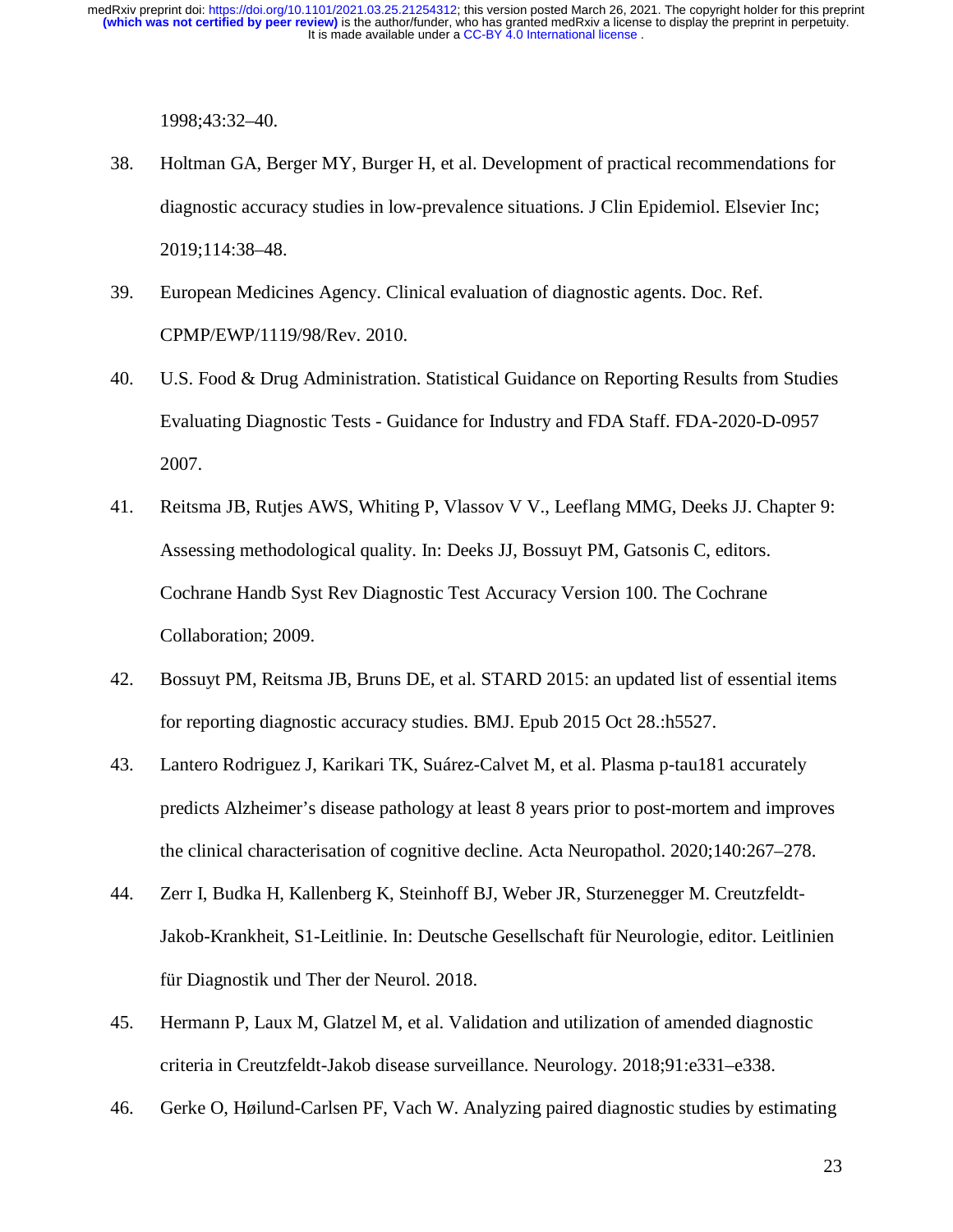1998;43:32–40.

38. Holtman GA, Berger MY, Burger H, et al. Development of practical recommendations for diagnostic accuracy studies in low-prevalence situations. J Clin Epidemiol. Elsevier Inc; 2019;114:38–48.
39. European Medicines Agency. Clinical evaluation of diagnostic agents. Doc. Ref. CPMP/EWP/1119/98/Rev. 2010.
40. U.S. Food & Drug Administration. Statistical Guidance on Reporting Results from Studies Evaluating Diagnostic Tests - Guidance for Industry and FDA Staff. FDA-2020-D-0957 2007.
41. Reitsma JB, Rutjes AWS, Whiting P, Vlassov V V., Leeflang MMG, Deeks JJ. Chapter 9: Assessing methodological quality. In: Deeks JJ, Bossuyt PM, Gatsonis C, editors. Cochrane Handb Syst Rev Diagnostic Test Accuracy Version 100. The Cochrane Collaboration; 2009.
42. Bossuyt PM, Reitsma JB, Bruns DE, et al. STARD 2015: an updated list of essential items for reporting diagnostic accuracy studies. BMJ. Epub 2015 Oct 28.:h5527.
43. Lantero Rodriguez J, Karikari TK, Suárez-Calvet M, et al. Plasma p-tau181 accurately predicts Alzheimer's disease pathology at least 8 years prior to post-mortem and improves the clinical characterisation of cognitive decline. Acta Neuropathol. 2020;140:267–278.
44. Zerr I, Budka H, Kallenberg K, Steinhoff BJ, Weber JR, Sturzenegger M. Creutzfeldt-Jakob-Krankheit, S1-Leitlinie. In: Deutsche Gesellschaft für Neurologie, editor. Leitlinien für Diagnostik und Ther der Neurol. 2018.
45. Hermann P, Laux M, Glatzel M, et al. Validation and utilization of amended diagnostic criteria in Creutzfeldt-Jakob disease surveillance. Neurology. 2018;91:e331–e338.
46. Gerke O, Høilund-Carlsen PF, Vach W. Analyzing paired diagnostic studies by estimating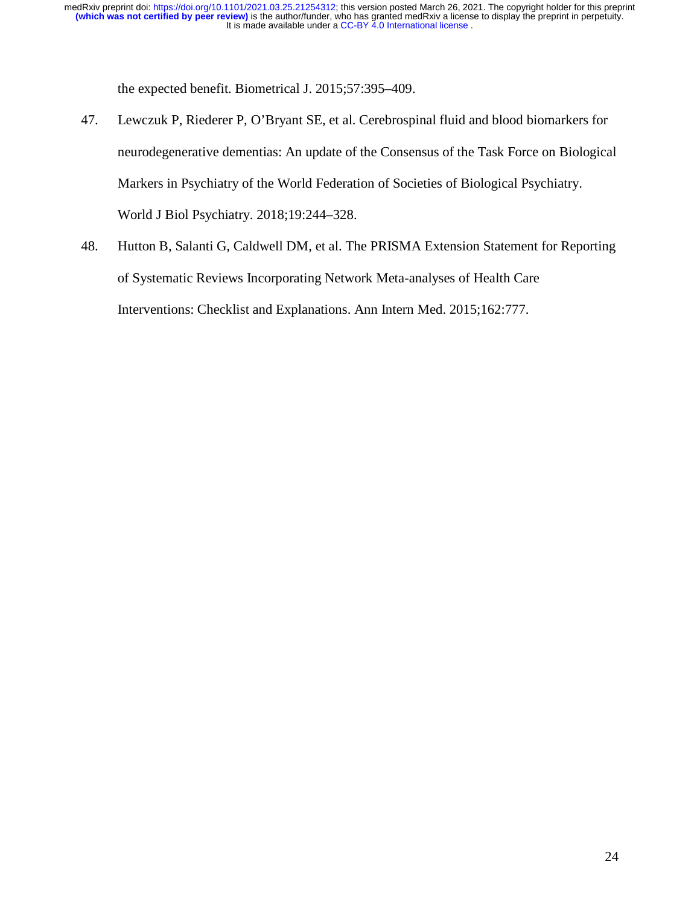the expected benefit. Biometrical J. 2015;57:395–409.

47. Lewczuk P, Riederer P, O'Bryant SE, et al. Cerebrospinal fluid and blood biomarkers for neurodegenerative dementias: An update of the Consensus of the Task Force on Biological Markers in Psychiatry of the World Federation of Societies of Biological Psychiatry. World J Biol Psychiatry. 2018;19:244–328.

48. Hutton B, Salanti G, Caldwell DM, et al. The PRISMA Extension Statement for Reporting of Systematic Reviews Incorporating Network Meta-analyses of Health Care Interventions: Checklist and Explanations. Ann Intern Med. 2015;162:777.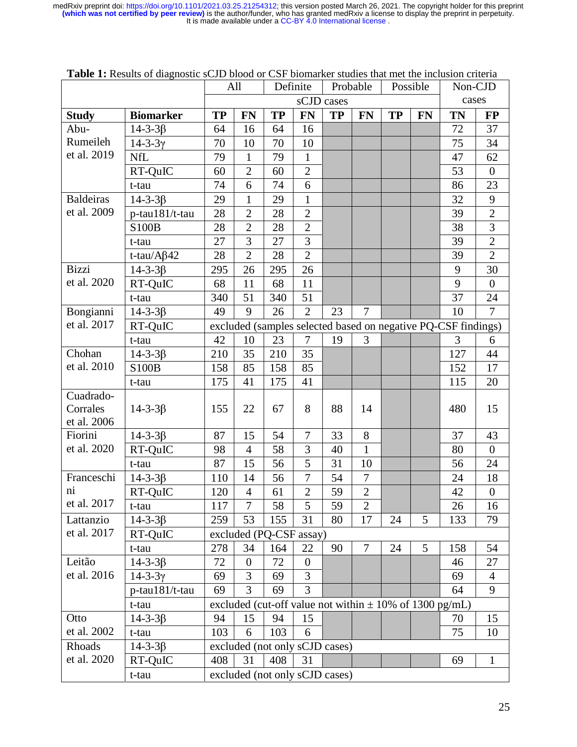**Table 1:** Results of diagnostic sCJD blood or CSF biomarker studies that met the inclusion criteria

| | | All | | Definite | | Probable | | Possible | | Non-CJD cases | |
|---|---|---|---|---|---|---|---|---|---|---|---|
| | | sCJD cases | | | | | | | | | |
| **Study** | **Biomarker** | **TP** | **FN** | **TP** | **FN** | **TP** | **FN** | **TP** | **FN** | **TN** | **FP** |
| Abu-Rumeileh et al. 2019 | 14-3-3β | 64 | 16 | 64 | 16 | | | | | 72 | 37 |
| | 14-3-3γ | 70 | 10 | 70 | 10 | | | | | 75 | 34 |
| | NfL | 79 | 1 | 79 | 1 | | | | | 47 | 62 |
| | RT-QuIC | 60 | 2 | 60 | 2 | | | | | 53 | 0 |
| | t-tau | 74 | 6 | 74 | 6 | | | | | 86 | 23 |
| Baldeiras et al. 2009 | 14-3-3β | 29 | 1 | 29 | 1 | | | | | 32 | 9 |
| | p-tau181/t-tau | 28 | 2 | 28 | 2 | | | | | 39 | 2 |
| | S100B | 28 | 2 | 28 | 2 | | | | | 38 | 3 |
| | t-tau | 27 | 3 | 27 | 3 | | | | | 39 | 2 |
| | t-tau/Aβ42 | 28 | 2 | 28 | 2 | | | | | 39 | 2 |
| Bizzi et al. 2020 | 14-3-3β | 295 | 26 | 295 | 26 | | | | | 9 | 30 |
| | RT-QuIC | 68 | 11 | 68 | 11 | | | | | 9 | 0 |
| | t-tau | 340 | 51 | 340 | 51 | | | | | 37 | 24 |
| Bongianni et al. 2017 | 14-3-3β | 49 | 9 | 26 | 2 | 23 | 7 | | | 10 | 7 |
| | RT-QuIC | excluded (samples selected based on negative PQ-CSF findings) | | | | | | | | | |
| | t-tau | 42 | 10 | 23 | 7 | 19 | 3 | | | 3 | 6 |
| Chohan et al. 2010 | 14-3-3β | 210 | 35 | 210 | 35 | | | | | 127 | 44 |
| | S100B | 158 | 85 | 158 | 85 | | | | | 152 | 17 |
| | t-tau | 175 | 41 | 175 | 41 | | | | | 115 | 20 |
| Cuadrado-Corrales et al. 2006 | 14-3-3β | 155 | 22 | 67 | 8 | 88 | 14 | | | 480 | 15 |
| Fiorini et al. 2020 | 14-3-3β | 87 | 15 | 54 | 7 | 33 | 8 | | | 37 | 43 |
| | RT-QuIC | 98 | 4 | 58 | 3 | 40 | 1 | | | 80 | 0 |
| | t-tau | 87 | 15 | 56 | 5 | 31 | 10 | | | 56 | 24 |
| Franceschini et al. 2017 | 14-3-3β | 110 | 14 | 56 | 7 | 54 | 7 | | | 24 | 18 |
| | RT-QuIC | 120 | 4 | 61 | 2 | 59 | 2 | | | 42 | 0 |
| | t-tau | 117 | 7 | 58 | 5 | 59 | 2 | | | 26 | 16 |
| Lattanzio et al. 2017 | 14-3-3β | 259 | 53 | 155 | 31 | 80 | 17 | 24 | 5 | 133 | 79 |
| | RT-QuIC | excluded (PQ-CSF assay) | | | | | | | | | |
| | t-tau | 278 | 34 | 164 | 22 | 90 | 7 | 24 | 5 | 158 | 54 |
| Leitão et al. 2016 | 14-3-3β | 72 | 0 | 72 | 0 | | | | | 46 | 27 |
| | 14-3-3γ | 69 | 3 | 69 | 3 | | | | | 69 | 4 |
| | p-tau181/t-tau | 69 | 3 | 69 | 3 | | | | | 64 | 9 |
| | t-tau | excluded (cut-off value not within ± 10% of 1300 pg/mL) | | | | | | | | | |
| Otto et al. 2002 | 14-3-3β | 94 | 15 | 94 | 15 | | | | | 70 | 15 |
| | t-tau | 103 | 6 | 103 | 6 | | | | | 75 | 10 |
| Rhoads et al. 2020 | 14-3-3β | excluded (not only sCJD cases) | | | | | | | | | |
| | RT-QuIC | 408 | 31 | 408 | 31 | | | | | 69 | 1 |
| | t-tau | excluded (not only sCJD cases) | | | | | | | | | |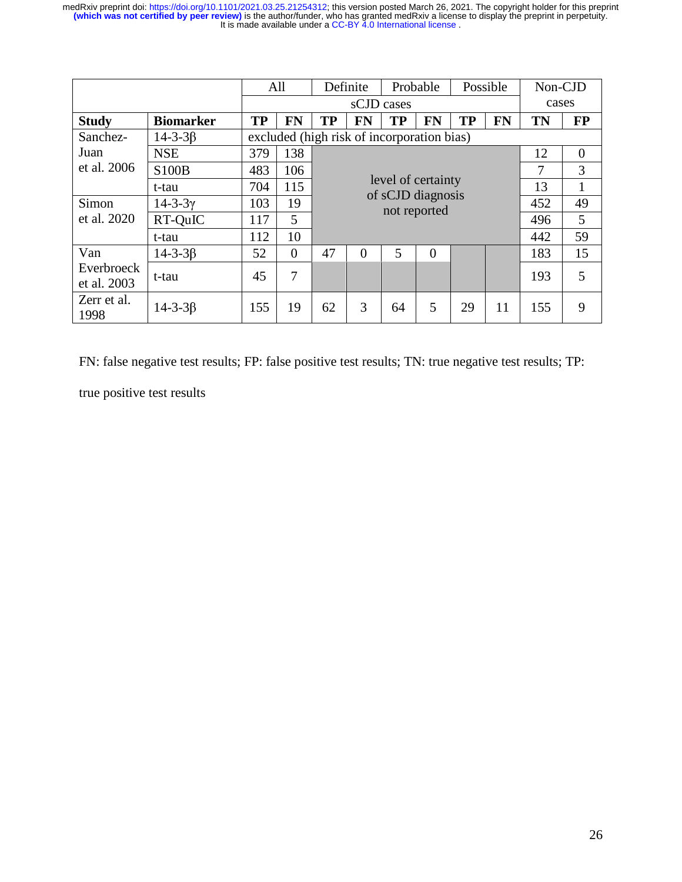| | | All | | Definite | | Probable | | Possible | | Non-CJD cases | |
|---|---|---|---|---|---|---|---|---|---|---|---|
| | | sCJD cases | | | | | | | | | |
| **Study** | **Biomarker** | **TP** | **FN** | **TP** | **FN** | **TP** | **FN** | **TP** | **FN** | **TN** | **FP** |
| Sanchez-Juan et al. 2006 | 14-3-3β | excluded (high risk of incorporation bias) | | | | | | | | | |
| | NSE | 379 | 138 | level of certainty of sCJD diagnosis not reported | | | | | | 12 | 0 |
| | S100B | 483 | 106 | | | | | | | 7 | 3 |
| | t-tau | 704 | 115 | | | | | | | 13 | 1 |
| Simon et al. 2020 | 14-3-3γ | 103 | 19 | | | | | | | 452 | 49 |
| | RT-QuIC | 117 | 5 | | | | | | | 496 | 5 |
| | t-tau | 112 | 10 | | | | | | | 442 | 59 |
| Van Everbroeck et al. 2003 | 14-3-3β | 52 | 0 | 47 | 0 | 5 | 0 | | | 183 | 15 |
| | t-tau | 45 | 7 | | | | | | | 193 | 5 |
| Zerr et al. 1998 | 14-3-3β | 155 | 19 | 62 | 3 | 64 | 5 | 29 | 11 | 155 | 9 |

FN: false negative test results; FP: false positive test results; TN: true negative test results; TP: true positive test results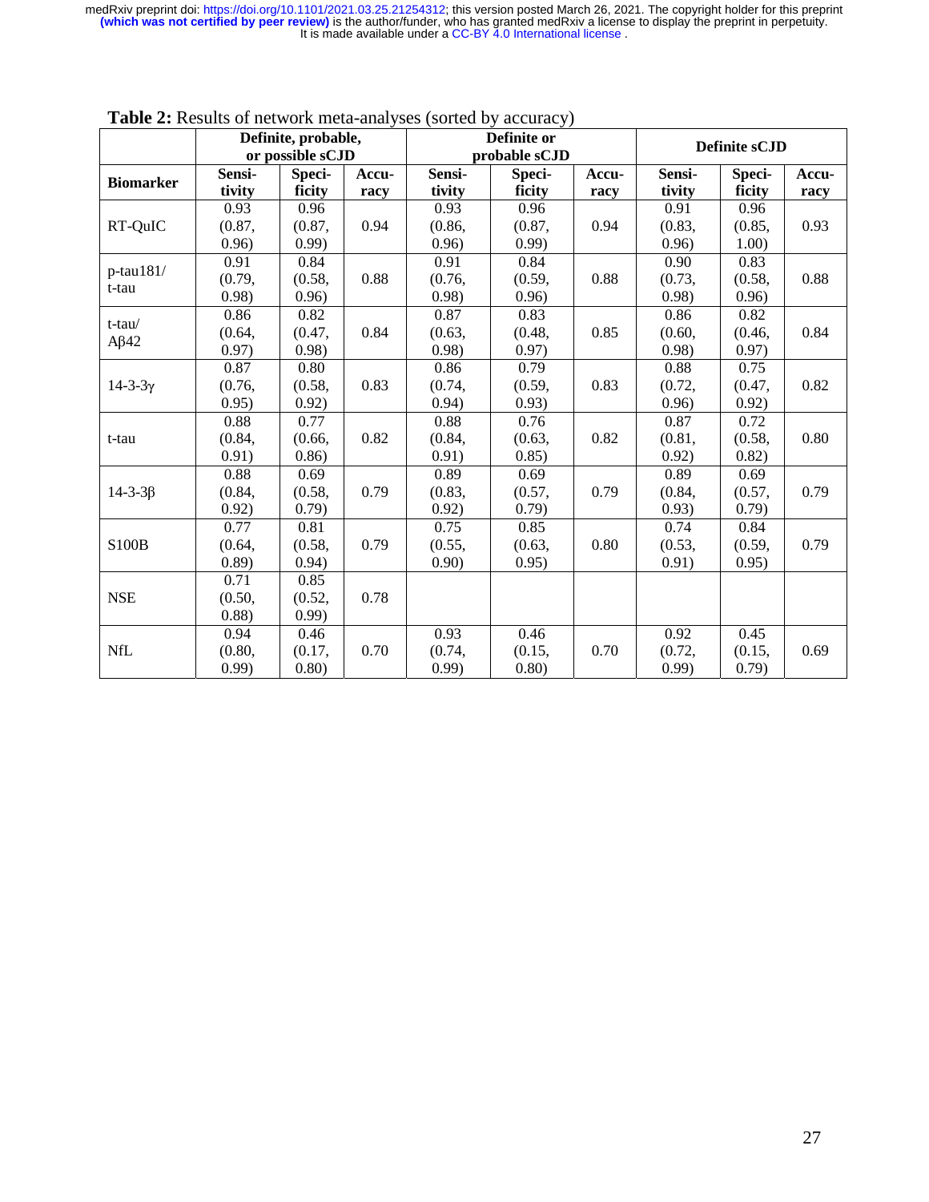**Table 2:** Results of network meta-analyses (sorted by accuracy)

| | Definite, probable, or possible sCJD | | | Definite or probable sCJD | | | Definite sCJD | | |
|---|---|---|---|---|---|---|---|---|---|
| **Biomarker** | **Sensitivity** | **Specificity** | **Accuracy** | **Sensitivity** | **Specificity** | **Accuracy** | **Sensitivity** | **Specificity** | **Accuracy** |
| RT-QuIC | 0.93 (0.87, 0.96) | 0.96 (0.87, 0.99) | 0.94 | 0.93 (0.86, 0.96) | 0.96 (0.87, 0.99) | 0.94 | 0.91 (0.83, 0.96) | 0.96 (0.85, 1.00) | 0.93 |
| p-tau181/ t-tau | 0.91 (0.79, 0.98) | 0.84 (0.58, 0.96) | 0.88 | 0.91 (0.76, 0.98) | 0.84 (0.59, 0.96) | 0.88 | 0.90 (0.73, 0.98) | 0.83 (0.58, 0.96) | 0.88 |
| t-tau/ Aβ42 | 0.86 (0.64, 0.97) | 0.82 (0.47, 0.98) | 0.84 | 0.87 (0.63, 0.98) | 0.83 (0.48, 0.97) | 0.85 | 0.86 (0.60, 0.98) | 0.82 (0.46, 0.97) | 0.84 |
| 14-3-3γ | 0.87 (0.76, 0.95) | 0.80 (0.58, 0.92) | 0.83 | 0.86 (0.74, 0.94) | 0.79 (0.59, 0.93) | 0.83 | 0.88 (0.72, 0.96) | 0.75 (0.47, 0.92) | 0.82 |
| t-tau | 0.88 (0.84, 0.91) | 0.77 (0.66, 0.86) | 0.82 | 0.88 (0.84, 0.91) | 0.76 (0.63, 0.85) | 0.82 | 0.87 (0.81, 0.92) | 0.72 (0.58, 0.82) | 0.80 |
| 14-3-3β | 0.88 (0.84, 0.92) | 0.69 (0.58, 0.79) | 0.79 | 0.89 (0.83, 0.92) | 0.69 (0.57, 0.79) | 0.79 | 0.89 (0.84, 0.93) | 0.69 (0.57, 0.79) | 0.79 |
| S100B | 0.77 (0.64, 0.89) | 0.81 (0.58, 0.94) | 0.79 | 0.75 (0.55, 0.90) | 0.85 (0.63, 0.95) | 0.80 | 0.74 (0.53, 0.91) | 0.84 (0.59, 0.95) | 0.79 |
| NSE | 0.71 (0.50, 0.88) | 0.85 (0.52, 0.99) | 0.78 | | | | | | |
| NfL | 0.94 (0.80, 0.99) | 0.46 (0.17, 0.80) | 0.70 | 0.93 (0.74, 0.99) | 0.46 (0.15, 0.80) | 0.70 | 0.92 (0.72, 0.99) | 0.45 (0.15, 0.79) | 0.69 |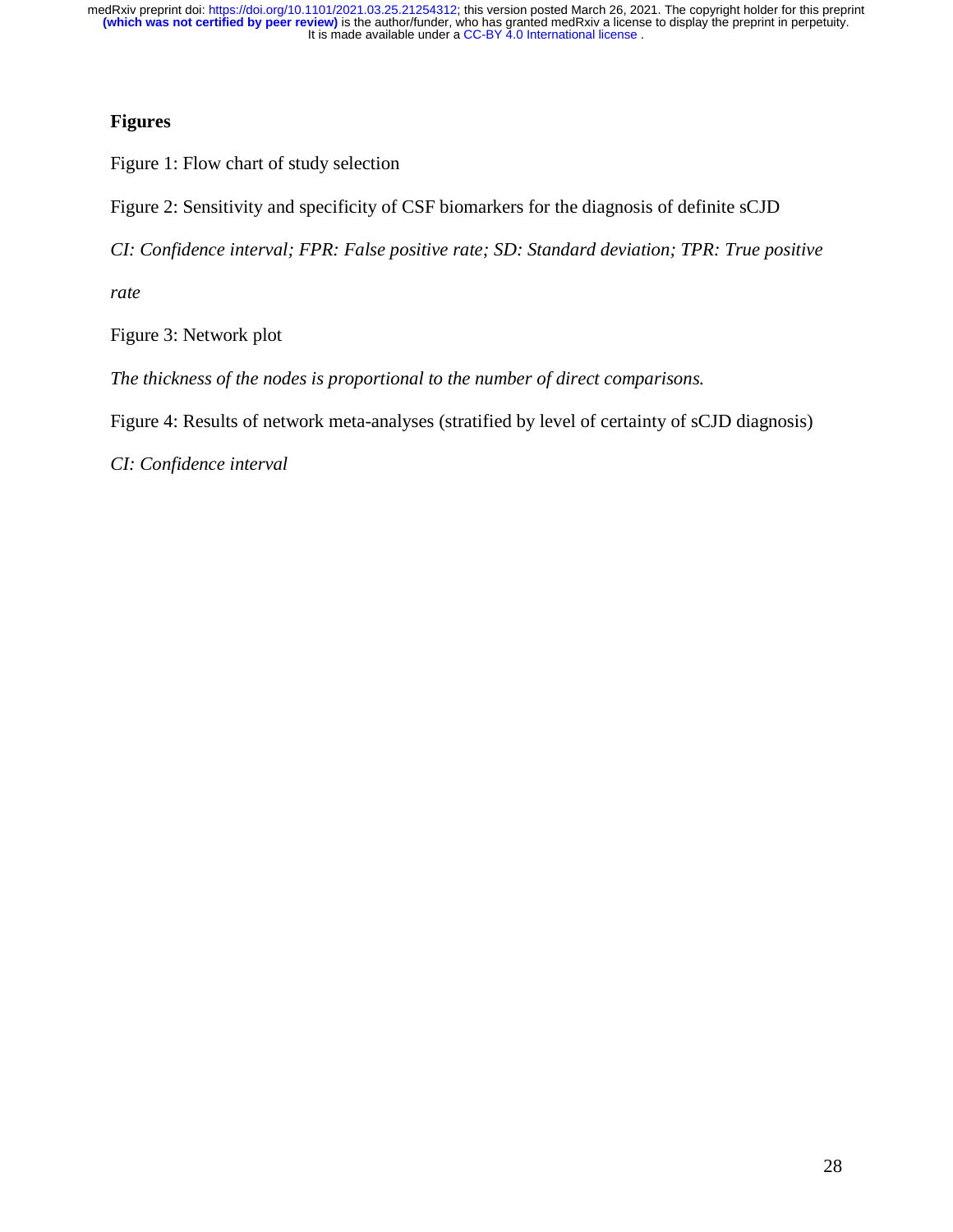## Figures

Figure 1: Flow chart of study selection

Figure 2: Sensitivity and specificity of CSF biomarkers for the diagnosis of definite sCJD

*CI: Confidence interval; FPR: False positive rate; SD: Standard deviation; TPR: True positive rate*

Figure 3: Network plot

*The thickness of the nodes is proportional to the number of direct comparisons.*

Figure 4: Results of network meta-analyses (stratified by level of certainty of sCJD diagnosis)

*CI: Confidence interval*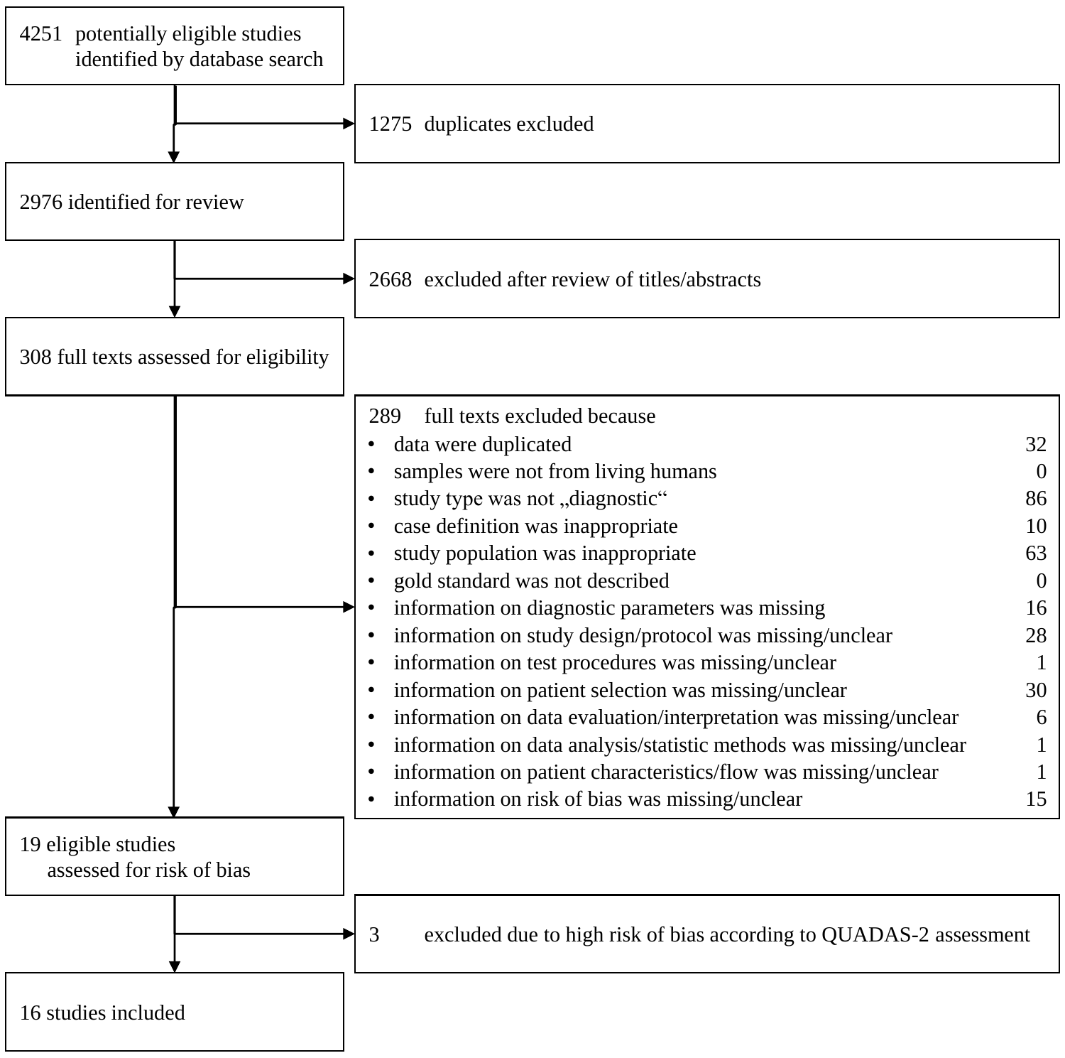4251 potentially eligible studies identified by database search

1275 duplicates excluded

2976 identified for review

2668 excluded after review of titles/abstracts

308 full texts assessed for eligibility

289 full texts excluded because

| Reason | n |
|---|---|
| data were duplicated | 32 |
| samples were not from living humans | 0 |
| study type was not „diagnostic“ | 86 |
| case definition was inappropriate | 10 |
| study population was inappropriate | 63 |
| gold standard was not described | 0 |
| information on diagnostic parameters was missing | 16 |
| information on study design/protocol was missing/unclear | 28 |
| information on test procedures was missing/unclear | 1 |
| information on patient selection was missing/unclear | 30 |
| information on data evaluation/interpretation was missing/unclear | 6 |
| information on data analysis/statistic methods was missing/unclear | 1 |
| information on patient characteristics/flow was missing/unclear | 1 |
| information on risk of bias was missing/unclear | 15 |

19 eligible studies assessed for risk of bias

3 excluded due to high risk of bias according to QUADAS-2 assessment

16 studies included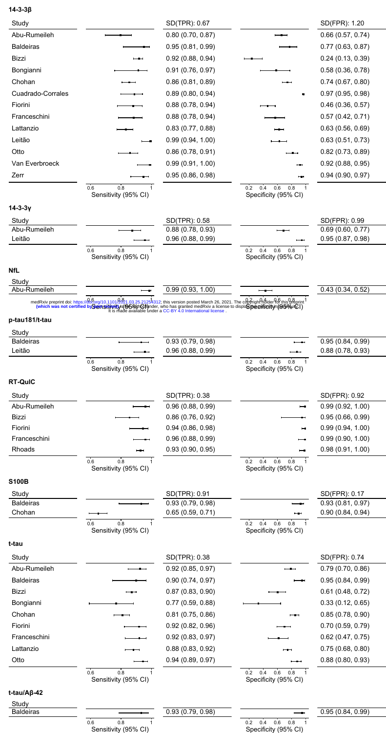**14-3-3β**

| Study | SD(TPR): 0.67 | SD(FPR): 1.20 |
|---|---|---|
| Abu-Rumeileh | 0.80 (0.70, 0.87) | 0.66 (0.57, 0.74) |
| Baldeiras | 0.95 (0.81, 0.99) | 0.77 (0.63, 0.87) |
| Bizzi | 0.92 (0.88, 0.94) | 0.24 (0.13, 0.39) |
| Bongianni | 0.91 (0.76, 0.97) | 0.58 (0.36, 0.78) |
| Chohan | 0.86 (0.81, 0.89) | 0.74 (0.67, 0.80) |
| Cuadrado-Corrales | 0.89 (0.80, 0.94) | 0.97 (0.95, 0.98) |
| Fiorini | 0.88 (0.78, 0.94) | 0.46 (0.36, 0.57) |
| Franceschini | 0.88 (0.78, 0.94) | 0.57 (0.42, 0.71) |
| Lattanzio | 0.83 (0.77, 0.88) | 0.63 (0.56, 0.69) |
| Leitão | 0.99 (0.94, 1.00) | 0.63 (0.51, 0.73) |
| Otto | 0.86 (0.78, 0.91) | 0.82 (0.73, 0.89) |
| Van Everbroeck | 0.99 (0.91, 1.00) | 0.92 (0.88, 0.95) |
| Zerr | 0.95 (0.86, 0.98) | 0.94 (0.90, 0.97) |

Sensitivity (95% CI) — Specificity (95% CI)

**14-3-3γ**

| Study | SD(TPR): 0.58 | SD(FPR): 0.99 |
|---|---|---|
| Abu-Rumeileh | 0.88 (0.78, 0.93) | 0.69 (0.60, 0.77) |
| Leitão | 0.96 (0.88, 0.99) | 0.95 (0.87, 0.98) |

Sensitivity (95% CI) — Specificity (95% CI)

**NfL**

| Study | Sensitivity (95% CI) | Specificity (95% CI) |
|---|---|---|
| Abu-Rumeileh | 0.99 (0.93, 1.00) | 0.43 (0.34, 0.52) |

**p-tau181/t-tau**

| Study | Sensitivity (95% CI) | Specificity (95% CI) |
|---|---|---|
| Baldeiras | 0.93 (0.79, 0.98) | 0.95 (0.84, 0.99) |
| Leitão | 0.96 (0.88, 0.99) | 0.88 (0.78, 0.93) |

**RT-QuIC**

| Study | SD(TPR): 0.38 | SD(FPR): 0.92 |
|---|---|---|
| Abu-Rumeileh | 0.96 (0.88, 0.99) | 0.99 (0.92, 1.00) |
| Bizzi | 0.86 (0.76, 0.92) | 0.95 (0.66, 0.99) |
| Fiorini | 0.94 (0.86, 0.98) | 0.99 (0.94, 1.00) |
| Franceschini | 0.96 (0.88, 0.99) | 0.99 (0.90, 1.00) |
| Rhoads | 0.93 (0.90, 0.95) | 0.98 (0.91, 1.00) |

Sensitivity (95% CI) — Specificity (95% CI)

**S100B**

| Study | SD(TPR): 0.91 | SD(FPR): 0.17 |
|---|---|---|
| Baldeiras | 0.93 (0.79, 0.98) | 0.93 (0.81, 0.97) |
| Chohan | 0.65 (0.59, 0.71) | 0.90 (0.84, 0.94) |

Sensitivity (95% CI) — Specificity (95% CI)

**t-tau**

| Study | SD(TPR): 0.38 | SD(FPR): 0.74 |
|---|---|---|
| Abu-Rumeileh | 0.92 (0.85, 0.97) | 0.79 (0.70, 0.86) |
| Baldeiras | 0.90 (0.74, 0.97) | 0.95 (0.84, 0.99) |
| Bizzi | 0.87 (0.83, 0.90) | 0.61 (0.48, 0.72) |
| Bongianni | 0.77 (0.59, 0.88) | 0.33 (0.12, 0.65) |
| Chohan | 0.81 (0.75, 0.86) | 0.85 (0.78, 0.90) |
| Fiorini | 0.92 (0.82, 0.96) | 0.70 (0.59, 0.79) |
| Franceschini | 0.92 (0.83, 0.97) | 0.62 (0.47, 0.75) |
| Lattanzio | 0.88 (0.83, 0.92) | 0.75 (0.68, 0.80) |
| Otto | 0.94 (0.89, 0.97) | 0.88 (0.80, 0.93) |

Sensitivity (95% CI) — Specificity (95% CI)

**t-tau/Aβ-42**

| Study | Sensitivity (95% CI) | Specificity (95% CI) |
|---|---|---|
| Baldeiras | 0.93 (0.79, 0.98) | 0.95 (0.84, 0.99) |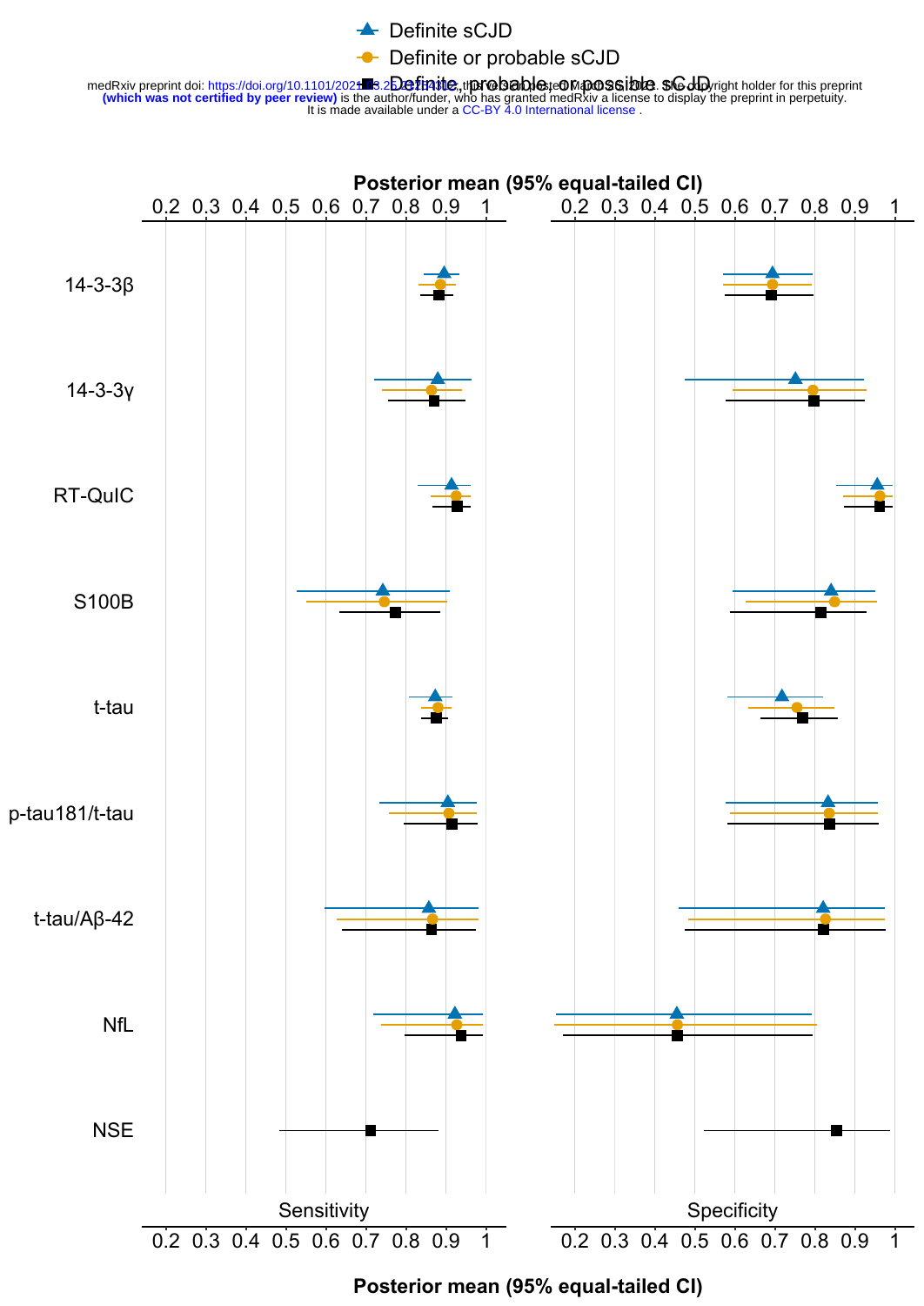Definite sCJD

Definite or probable sCJD

Definite, probable, or possible sCJD

Posterior mean (95% equal-tailed CI)

0.2 0.3 0.4 0.5 0.6 0.7 0.8 0.9 1

14-3-3β

14-3-3γ

RT-QuIC

S100B

t-tau

p-tau181/t-tau

t-tau/Aβ-42

NfL

NSE

Sensitivity

Specificity

Posterior mean (95% equal-tailed CI)